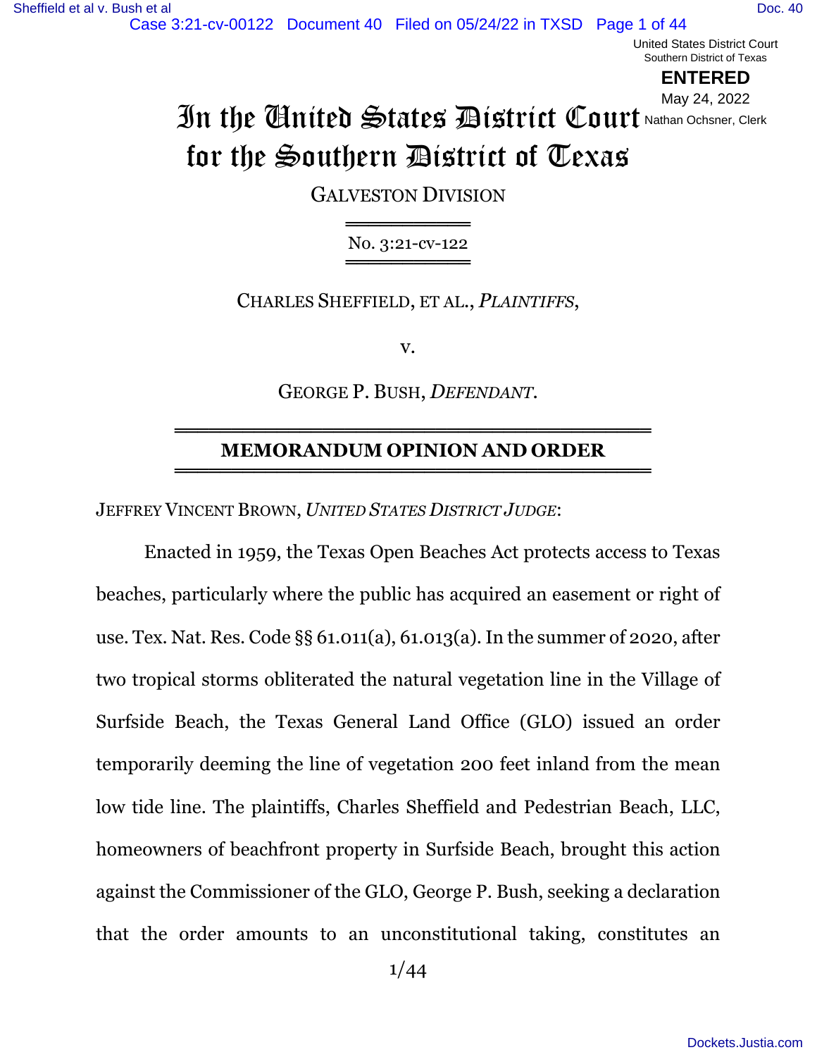# In the United States District Court for the Southern District of Texas

GALVESTON DIVISION

No. 3:21-cv-122

CHARLES SHEFFIELD, ET AL., *PLAINTIFFS*,

v.

GEORGE P. BUSH, *DEFENDANT*.

## MEMORANDUM OPINION AND ORDER

JEFFREY VINCENT BROWN, *UNITED STATES DISTRICT JUDGE*:

Enacted in 1959, the Texas Open Beaches Act protects access to Texas beaches, particularly where the public has acquired an easement or right of use. Tex. Nat. Res. Code §§ 61.011(a), 61.013(a). In the summer of 2020, after two tropical storms obliterated the natural vegetation line in the Village of Surfside Beach, the Texas General Land Office (GLO) issued an order temporarily deeming the line of vegetation 200 feet inland from the mean low tide line. The plaintiffs, Charles Sheffield and Pedestrian Beach, LLC, homeowners of beachfront property in Surfside Beach, brought this action against the Commissioner of the GLO, George P. Bush, seeking a declaration that the order amounts to an unconstitutional taking, constitutes an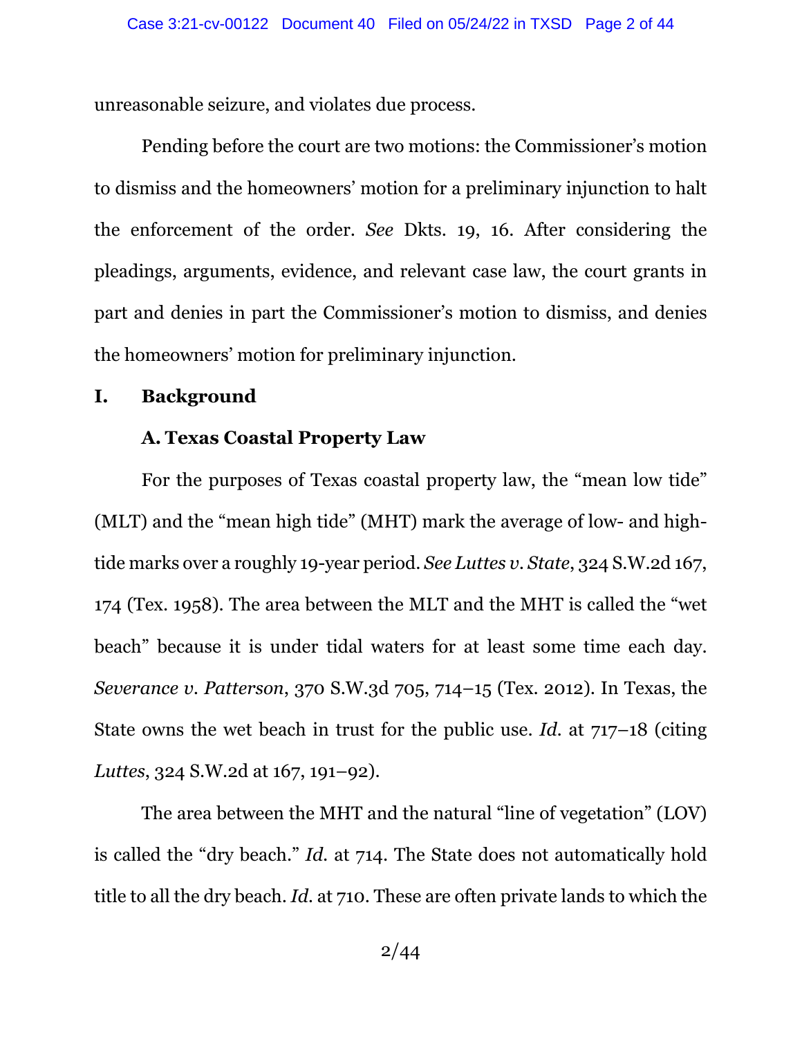unreasonable seizure, and violates due process.

Pending before the court are two motions: the Commissioner's motion to dismiss and the homeowners' motion for a preliminary injunction to halt the enforcement of the order. *See* Dkts. 19, 16. After considering the pleadings, arguments, evidence, and relevant case law, the court grants in part and denies in part the Commissioner's motion to dismiss, and denies the homeowners' motion for preliminary injunction.

## I. Background

### A. Texas Coastal Property Law

For the purposes of Texas coastal property law, the "mean low tide" (MLT) and the "mean high tide" (MHT) mark the average of low- and high-tide marks over a roughly 19-year period. *See Luttes v. State*, 324 S.W.2d 167, 174 (Tex. 1958). The area between the MLT and the MHT is called the "wet beach" because it is under tidal waters for at least some time each day. *Severance v. Patterson*, 370 S.W.3d 705, 714–15 (Tex. 2012). In Texas, the State owns the wet beach in trust for the public use. *Id.* at 717–18 (citing *Luttes*, 324 S.W.2d at 167, 191–92).

The area between the MHT and the natural "line of vegetation" (LOV) is called the "dry beach." *Id.* at 714. The State does not automatically hold title to all the dry beach. *Id.* at 710. These are often private lands to which the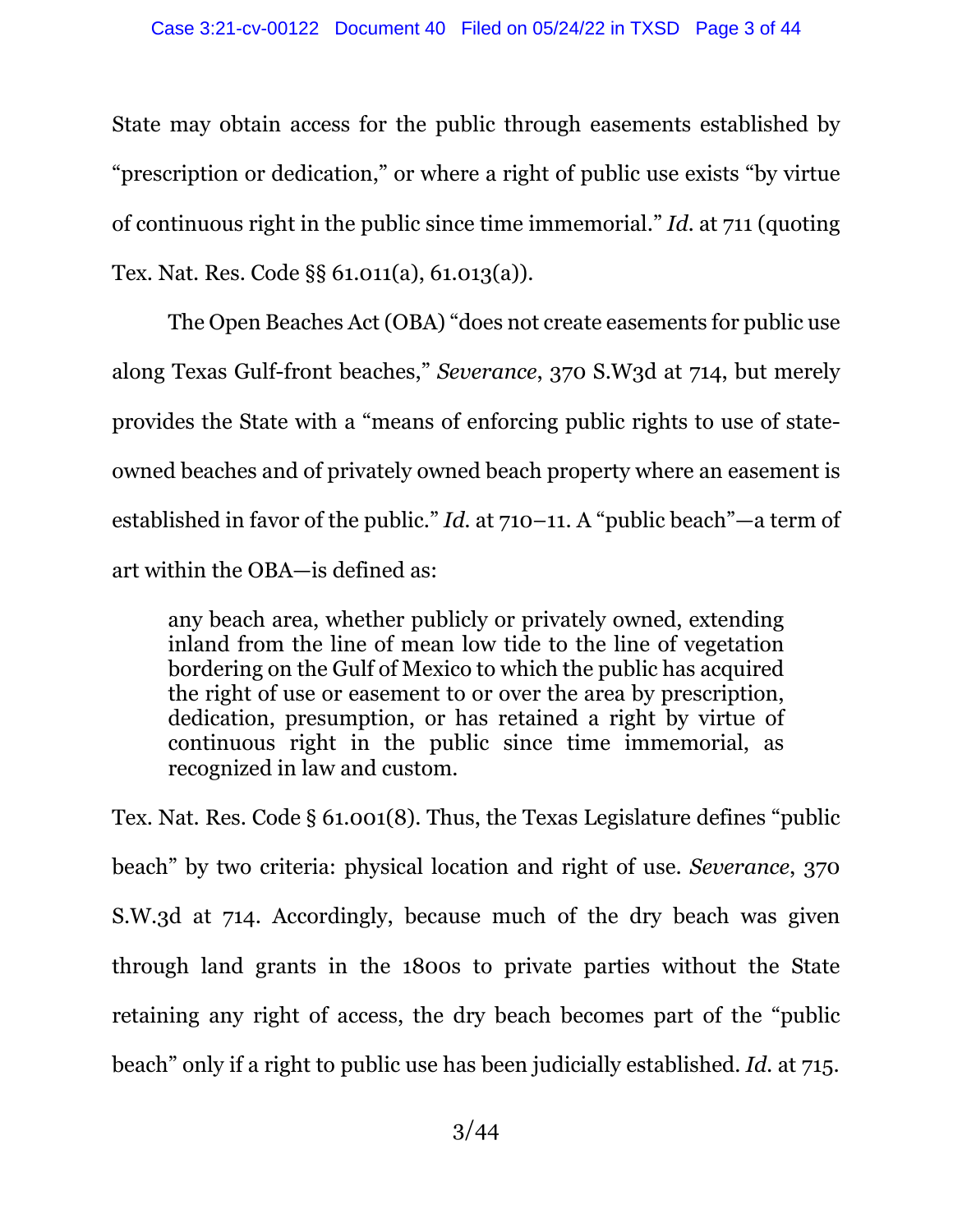State may obtain access for the public through easements established by "prescription or dedication," or where a right of public use exists "by virtue of continuous right in the public since time immemorial." *Id.* at 711 (quoting Tex. Nat. Res. Code §§ 61.011(a), 61.013(a)).

The Open Beaches Act (OBA) "does not create easements for public use along Texas Gulf-front beaches," *Severance*, 370 S.W3d at 714, but merely provides the State with a "means of enforcing public rights to use of state-owned beaches and of privately owned beach property where an easement is established in favor of the public." *Id.* at 710–11. A "public beach"—a term of art within the OBA—is defined as:

> any beach area, whether publicly or privately owned, extending inland from the line of mean low tide to the line of vegetation bordering on the Gulf of Mexico to which the public has acquired the right of use or easement to or over the area by prescription, dedication, presumption, or has retained a right by virtue of continuous right in the public since time immemorial, as recognized in law and custom.

Tex. Nat. Res. Code § 61.001(8). Thus, the Texas Legislature defines "public beach" by two criteria: physical location and right of use. *Severance*, 370 S.W.3d at 714. Accordingly, because much of the dry beach was given through land grants in the 1800s to private parties without the State retaining any right of access, the dry beach becomes part of the "public beach" only if a right to public use has been judicially established. *Id.* at 715.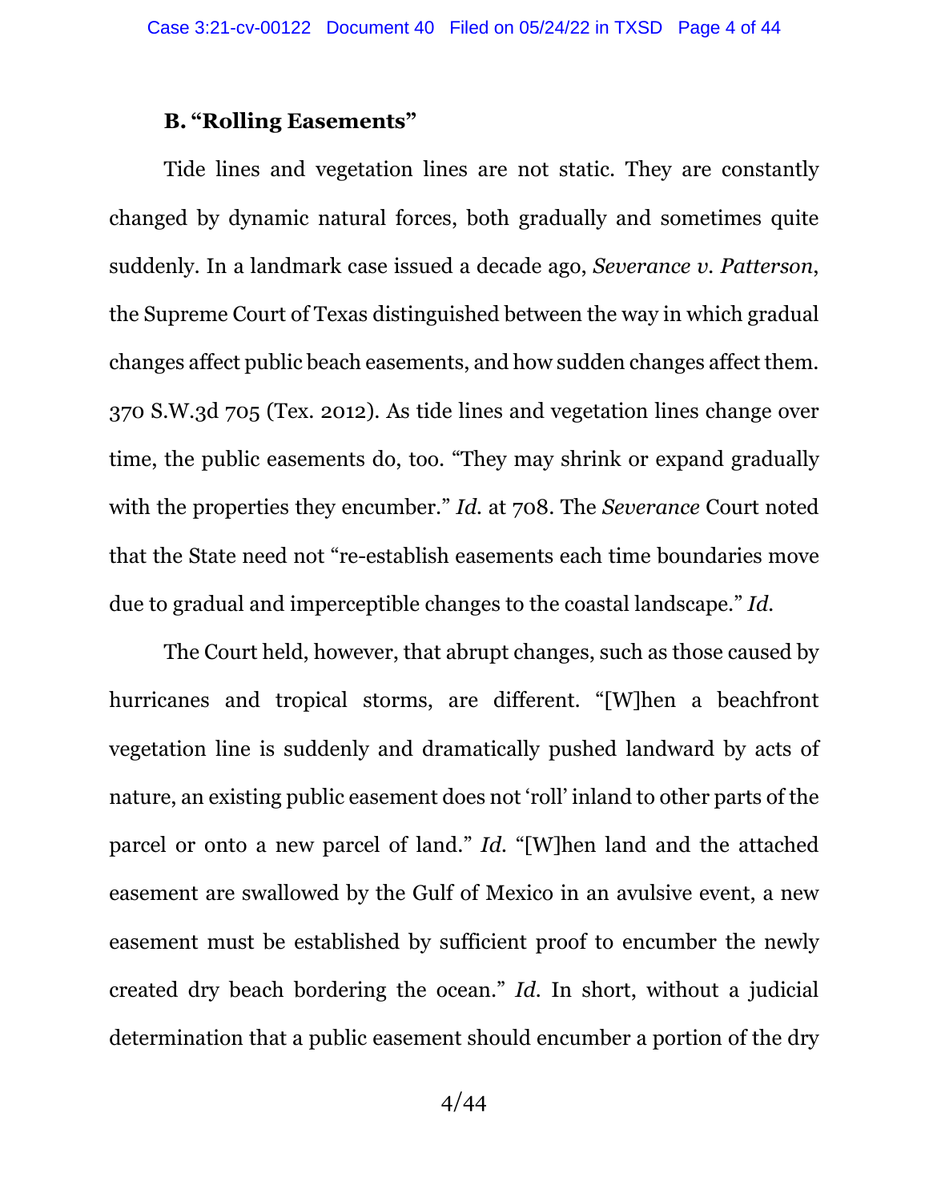### B. "Rolling Easements"

Tide lines and vegetation lines are not static. They are constantly changed by dynamic natural forces, both gradually and sometimes quite suddenly. In a landmark case issued a decade ago, *Severance v. Patterson*, the Supreme Court of Texas distinguished between the way in which gradual changes affect public beach easements, and how sudden changes affect them. 370 S.W.3d 705 (Tex. 2012). As tide lines and vegetation lines change over time, the public easements do, too. "They may shrink or expand gradually with the properties they encumber." *Id.* at 708. The *Severance* Court noted that the State need not "re-establish easements each time boundaries move due to gradual and imperceptible changes to the coastal landscape." *Id.*

The Court held, however, that abrupt changes, such as those caused by hurricanes and tropical storms, are different. "[W]hen a beachfront vegetation line is suddenly and dramatically pushed landward by acts of nature, an existing public easement does not 'roll' inland to other parts of the parcel or onto a new parcel of land." *Id.* "[W]hen land and the attached easement are swallowed by the Gulf of Mexico in an avulsive event, a new easement must be established by sufficient proof to encumber the newly created dry beach bordering the ocean." *Id.* In short, without a judicial determination that a public easement should encumber a portion of the dry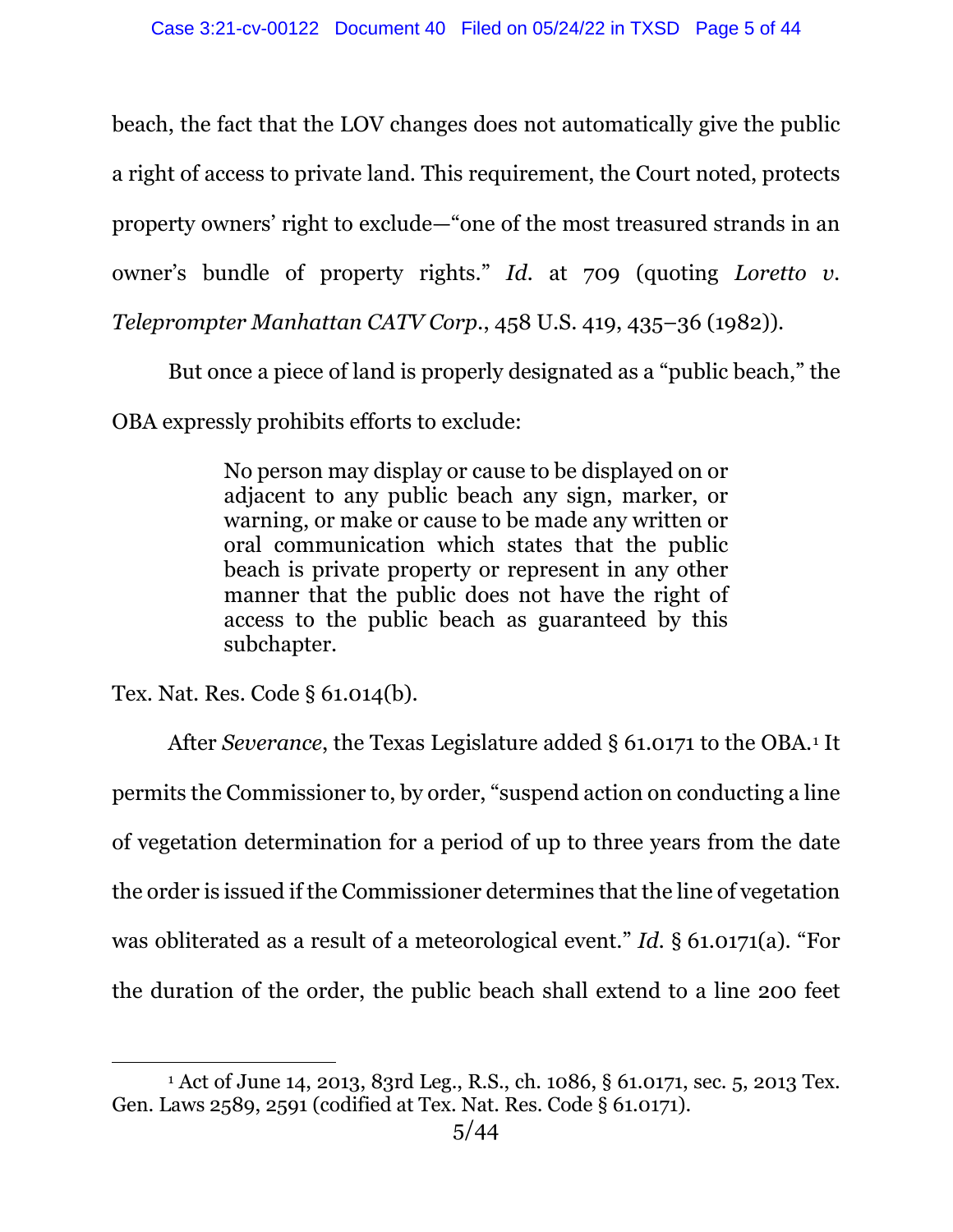beach, the fact that the LOV changes does not automatically give the public a right of access to private land. This requirement, the Court noted, protects property owners' right to exclude—"one of the most treasured strands in an owner's bundle of property rights." *Id.* at 709 (quoting *Loretto v. Teleprompter Manhattan CATV Corp.*, 458 U.S. 419, 435–36 (1982)).

But once a piece of land is properly designated as a "public beach," the OBA expressly prohibits efforts to exclude:

> No person may display or cause to be displayed on or adjacent to any public beach any sign, marker, or warning, or make or cause to be made any written or oral communication which states that the public beach is private property or represent in any other manner that the public does not have the right of access to the public beach as guaranteed by this subchapter.

Tex. Nat. Res. Code § 61.014(b).

After *Severance*, the Texas Legislature added § 61.0171 to the OBA.[1] It permits the Commissioner to, by order, "suspend action on conducting a line of vegetation determination for a period of up to three years from the date the order is issued if the Commissioner determines that the line of vegetation was obliterated as a result of a meteorological event." *Id.* § 61.0171(a). "For the duration of the order, the public beach shall extend to a line 200 feet

[1] Act of June 14, 2013, 83rd Leg., R.S., ch. 1086, § 61.0171, sec. 5, 2013 Tex. Gen. Laws 2589, 2591 (codified at Tex. Nat. Res. Code § 61.0171).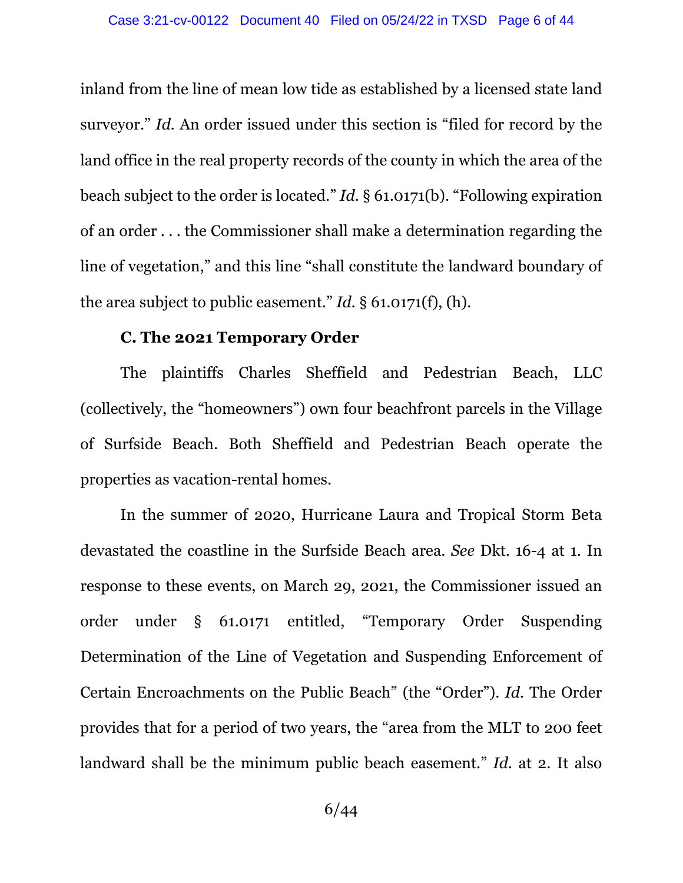inland from the line of mean low tide as established by a licensed state land surveyor." *Id.* An order issued under this section is "filed for record by the land office in the real property records of the county in which the area of the beach subject to the order is located." *Id.* § 61.0171(b). "Following expiration of an order . . . the Commissioner shall make a determination regarding the line of vegetation," and this line "shall constitute the landward boundary of the area subject to public easement." *Id.* § 61.0171(f), (h).

### C. The 2021 Temporary Order

The plaintiffs Charles Sheffield and Pedestrian Beach, LLC (collectively, the "homeowners") own four beachfront parcels in the Village of Surfside Beach. Both Sheffield and Pedestrian Beach operate the properties as vacation-rental homes.

In the summer of 2020, Hurricane Laura and Tropical Storm Beta devastated the coastline in the Surfside Beach area. *See* Dkt. 16-4 at 1. In response to these events, on March 29, 2021, the Commissioner issued an order under § 61.0171 entitled, "Temporary Order Suspending Determination of the Line of Vegetation and Suspending Enforcement of Certain Encroachments on the Public Beach" (the "Order"). *Id.* The Order provides that for a period of two years, the "area from the MLT to 200 feet landward shall be the minimum public beach easement." *Id.* at 2. It also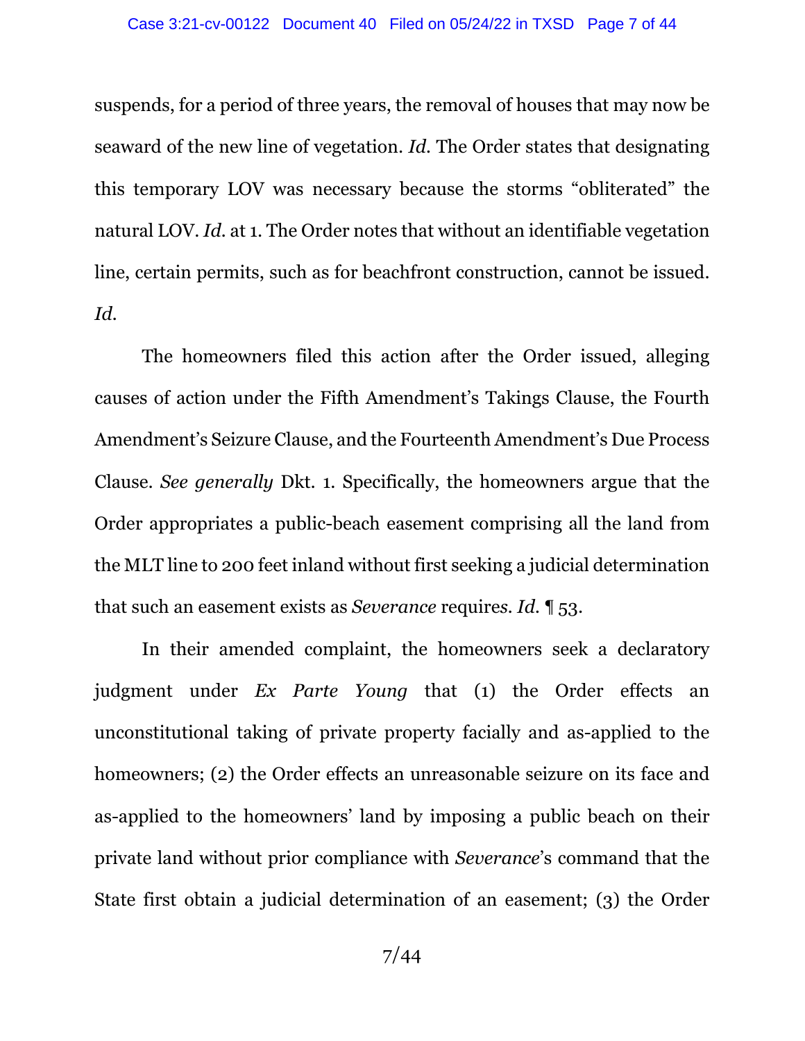suspends, for a period of three years, the removal of houses that may now be seaward of the new line of vegetation. *Id.* The Order states that designating this temporary LOV was necessary because the storms "obliterated" the natural LOV. *Id.* at 1. The Order notes that without an identifiable vegetation line, certain permits, such as for beachfront construction, cannot be issued. *Id.*

The homeowners filed this action after the Order issued, alleging causes of action under the Fifth Amendment's Takings Clause, the Fourth Amendment's Seizure Clause, and the Fourteenth Amendment's Due Process Clause. *See generally* Dkt. 1. Specifically, the homeowners argue that the Order appropriates a public-beach easement comprising all the land from the MLT line to 200 feet inland without first seeking a judicial determination that such an easement exists as *Severance* requires. *Id.* ¶ 53.

In their amended complaint, the homeowners seek a declaratory judgment under *Ex Parte Young* that (1) the Order effects an unconstitutional taking of private property facially and as-applied to the homeowners; (2) the Order effects an unreasonable seizure on its face and as-applied to the homeowners' land by imposing a public beach on their private land without prior compliance with *Severance*'s command that the State first obtain a judicial determination of an easement; (3) the Order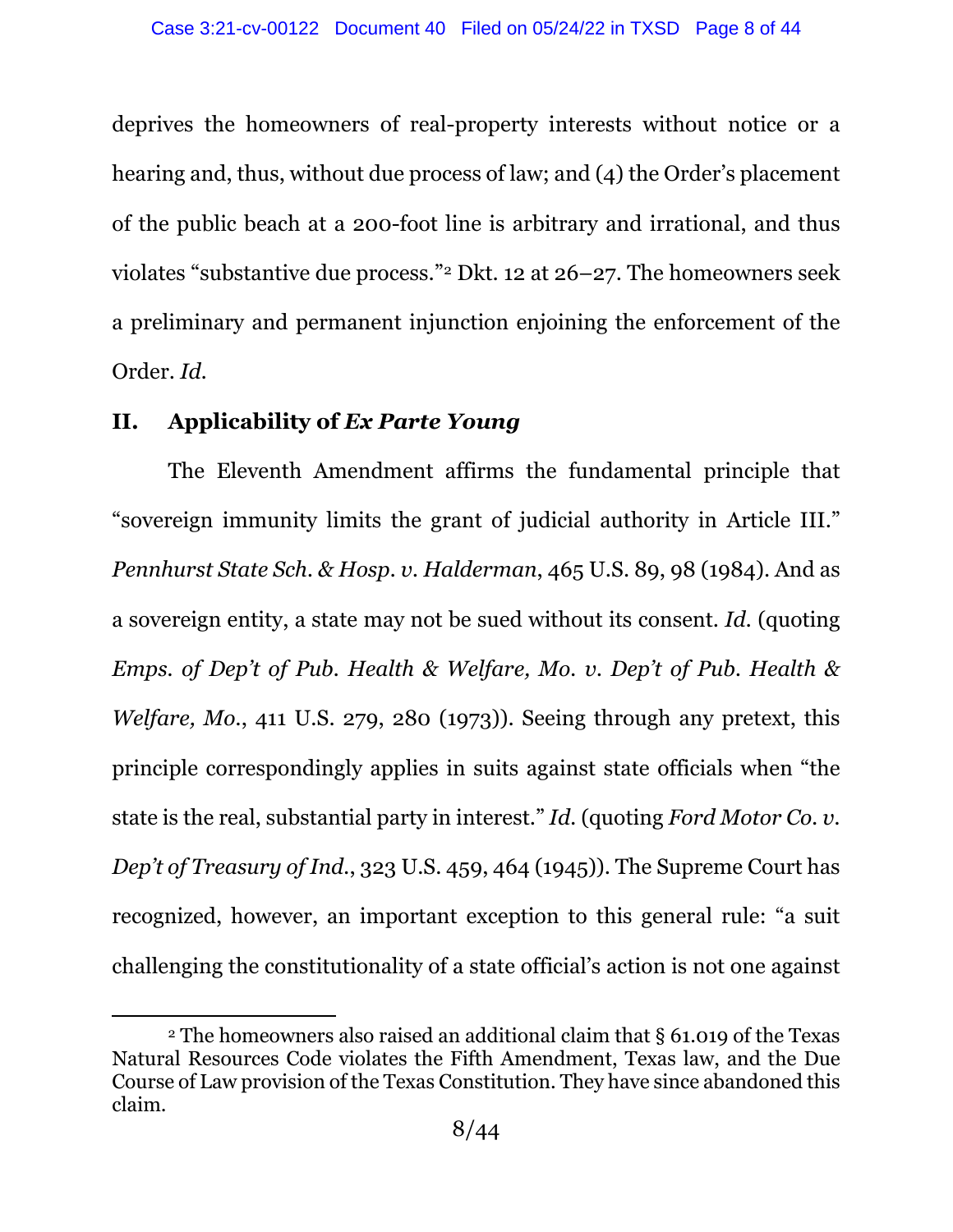deprives the homeowners of real-property interests without notice or a hearing and, thus, without due process of law; and (4) the Order's placement of the public beach at a 200-foot line is arbitrary and irrational, and thus violates "substantive due process."[2] Dkt. 12 at 26–27. The homeowners seek a preliminary and permanent injunction enjoining the enforcement of the Order. *Id.*

## II. Applicability of *Ex Parte Young*

The Eleventh Amendment affirms the fundamental principle that "sovereign immunity limits the grant of judicial authority in Article III." *Pennhurst State Sch. & Hosp. v. Halderman*, 465 U.S. 89, 98 (1984). And as a sovereign entity, a state may not be sued without its consent. *Id.* (quoting *Emps. of Dep't of Pub. Health & Welfare, Mo. v. Dep't of Pub. Health & Welfare, Mo.*, 411 U.S. 279, 280 (1973)). Seeing through any pretext, this principle correspondingly applies in suits against state officials when "the state is the real, substantial party in interest." *Id.* (quoting *Ford Motor Co. v. Dep't of Treasury of Ind.*, 323 U.S. 459, 464 (1945)). The Supreme Court has recognized, however, an important exception to this general rule: "a suit challenging the constitutionality of a state official's action is not one against

[2] The homeowners also raised an additional claim that § 61.019 of the Texas Natural Resources Code violates the Fifth Amendment, Texas law, and the Due Course of Law provision of the Texas Constitution. They have since abandoned this claim.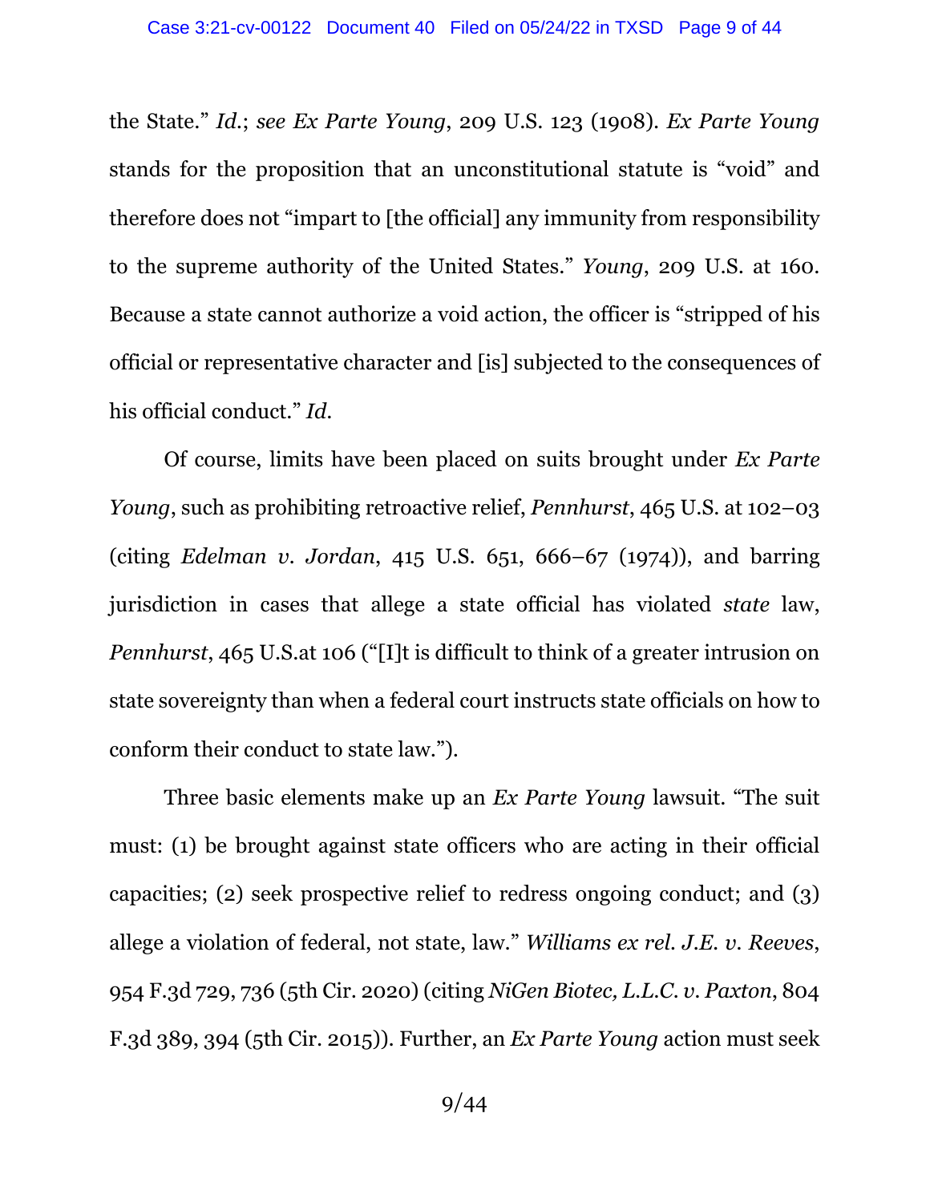the State." *Id.*; *see Ex Parte Young*, 209 U.S. 123 (1908). *Ex Parte Young* stands for the proposition that an unconstitutional statute is "void" and therefore does not "impart to [the official] any immunity from responsibility to the supreme authority of the United States." *Young*, 209 U.S. at 160. Because a state cannot authorize a void action, the officer is "stripped of his official or representative character and [is] subjected to the consequences of his official conduct." *Id.*

Of course, limits have been placed on suits brought under *Ex Parte Young*, such as prohibiting retroactive relief, *Pennhurst*, 465 U.S. at 102–03 (citing *Edelman v. Jordan*, 415 U.S. 651, 666–67 (1974)), and barring jurisdiction in cases that allege a state official has violated *state* law, *Pennhurst*, 465 U.S.at 106 ("[I]t is difficult to think of a greater intrusion on state sovereignty than when a federal court instructs state officials on how to conform their conduct to state law.").

Three basic elements make up an *Ex Parte Young* lawsuit. "The suit must: (1) be brought against state officers who are acting in their official capacities; (2) seek prospective relief to redress ongoing conduct; and (3) allege a violation of federal, not state, law." *Williams ex rel. J.E. v. Reeves*, 954 F.3d 729, 736 (5th Cir. 2020) (citing *NiGen Biotec, L.L.C. v. Paxton*, 804 F.3d 389, 394 (5th Cir. 2015)). Further, an *Ex Parte Young* action must seek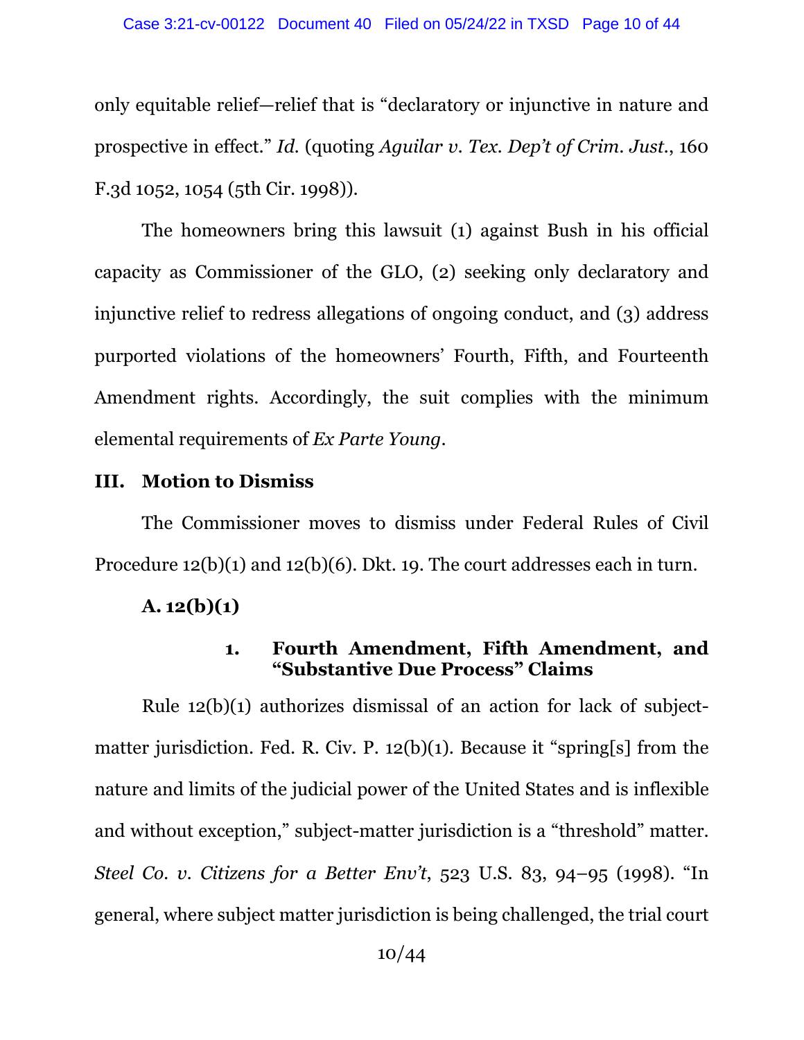only equitable relief—relief that is "declaratory or injunctive in nature and prospective in effect." *Id.* (quoting *Aguilar v. Tex. Dep't of Crim. Just.*, 160 F.3d 1052, 1054 (5th Cir. 1998)).

The homeowners bring this lawsuit (1) against Bush in his official capacity as Commissioner of the GLO, (2) seeking only declaratory and injunctive relief to redress allegations of ongoing conduct, and (3) address purported violations of the homeowners' Fourth, Fifth, and Fourteenth Amendment rights. Accordingly, the suit complies with the minimum elemental requirements of *Ex Parte Young*.

## III. Motion to Dismiss

The Commissioner moves to dismiss under Federal Rules of Civil Procedure 12(b)(1) and 12(b)(6). Dkt. 19. The court addresses each in turn.

### A. 12(b)(1)

#### 1. Fourth Amendment, Fifth Amendment, and "Substantive Due Process" Claims

Rule 12(b)(1) authorizes dismissal of an action for lack of subject-matter jurisdiction. Fed. R. Civ. P. 12(b)(1). Because it "spring[s] from the nature and limits of the judicial power of the United States and is inflexible and without exception," subject-matter jurisdiction is a "threshold" matter. *Steel Co. v. Citizens for a Better Env't*, 523 U.S. 83, 94–95 (1998). "In general, where subject matter jurisdiction is being challenged, the trial court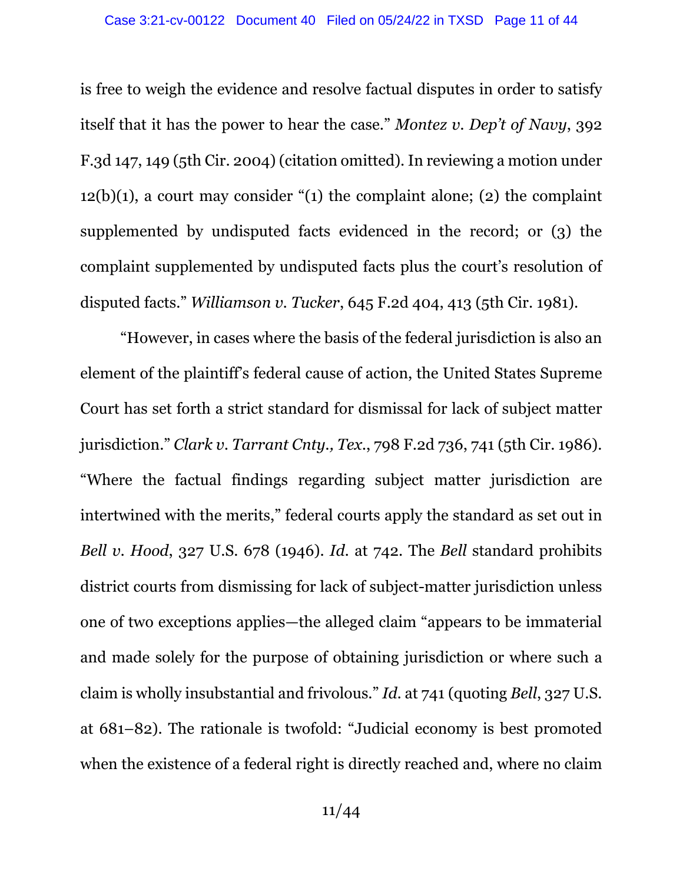is free to weigh the evidence and resolve factual disputes in order to satisfy itself that it has the power to hear the case." *Montez v. Dep't of Navy*, 392 F.3d 147, 149 (5th Cir. 2004) (citation omitted). In reviewing a motion under 12(b)(1), a court may consider "(1) the complaint alone; (2) the complaint supplemented by undisputed facts evidenced in the record; or (3) the complaint supplemented by undisputed facts plus the court's resolution of disputed facts." *Williamson v. Tucker*, 645 F.2d 404, 413 (5th Cir. 1981).

"However, in cases where the basis of the federal jurisdiction is also an element of the plaintiff's federal cause of action, the United States Supreme Court has set forth a strict standard for dismissal for lack of subject matter jurisdiction." *Clark v. Tarrant Cnty., Tex.*, 798 F.2d 736, 741 (5th Cir. 1986). "Where the factual findings regarding subject matter jurisdiction are intertwined with the merits," federal courts apply the standard as set out in *Bell v. Hood*, 327 U.S. 678 (1946). *Id.* at 742. The *Bell* standard prohibits district courts from dismissing for lack of subject-matter jurisdiction unless one of two exceptions applies—the alleged claim "appears to be immaterial and made solely for the purpose of obtaining jurisdiction or where such a claim is wholly insubstantial and frivolous." *Id.* at 741 (quoting *Bell*, 327 U.S. at 681–82). The rationale is twofold: "Judicial economy is best promoted when the existence of a federal right is directly reached and, where no claim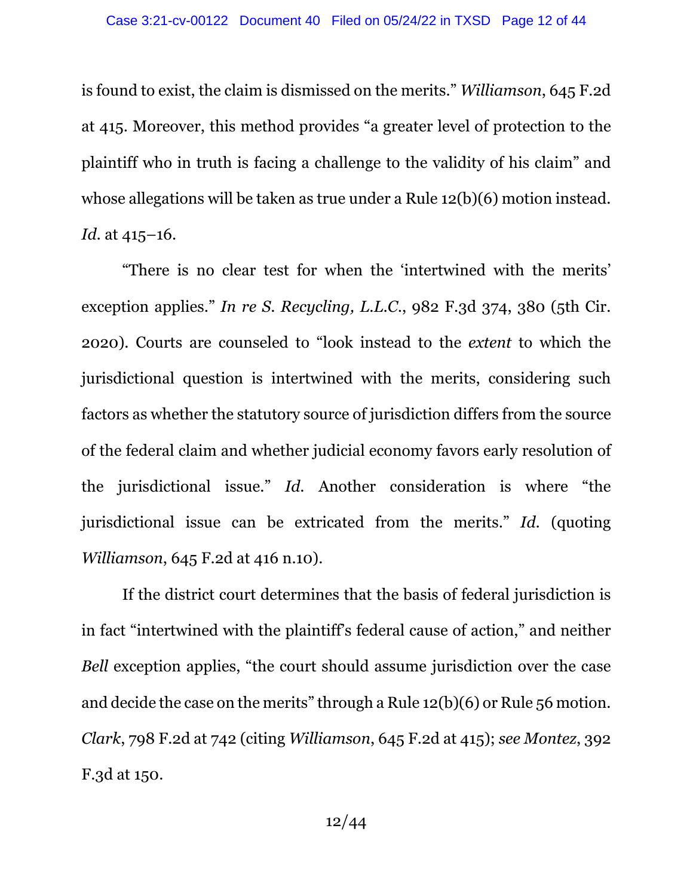is found to exist, the claim is dismissed on the merits." *Williamson*, 645 F.2d at 415. Moreover, this method provides "a greater level of protection to the plaintiff who in truth is facing a challenge to the validity of his claim" and whose allegations will be taken as true under a Rule 12(b)(6) motion instead. *Id.* at 415–16.

"There is no clear test for when the 'intertwined with the merits' exception applies." *In re S. Recycling, L.L.C.*, 982 F.3d 374, 380 (5th Cir. 2020). Courts are counseled to "look instead to the *extent* to which the jurisdictional question is intertwined with the merits, considering such factors as whether the statutory source of jurisdiction differs from the source of the federal claim and whether judicial economy favors early resolution of the jurisdictional issue." *Id.* Another consideration is where "the jurisdictional issue can be extricated from the merits." *Id.* (quoting *Williamson*, 645 F.2d at 416 n.10).

If the district court determines that the basis of federal jurisdiction is in fact "intertwined with the plaintiff's federal cause of action," and neither *Bell* exception applies, "the court should assume jurisdiction over the case and decide the case on the merits" through a Rule 12(b)(6) or Rule 56 motion. *Clark*, 798 F.2d at 742 (citing *Williamson*, 645 F.2d at 415); *see Montez*, 392 F.3d at 150.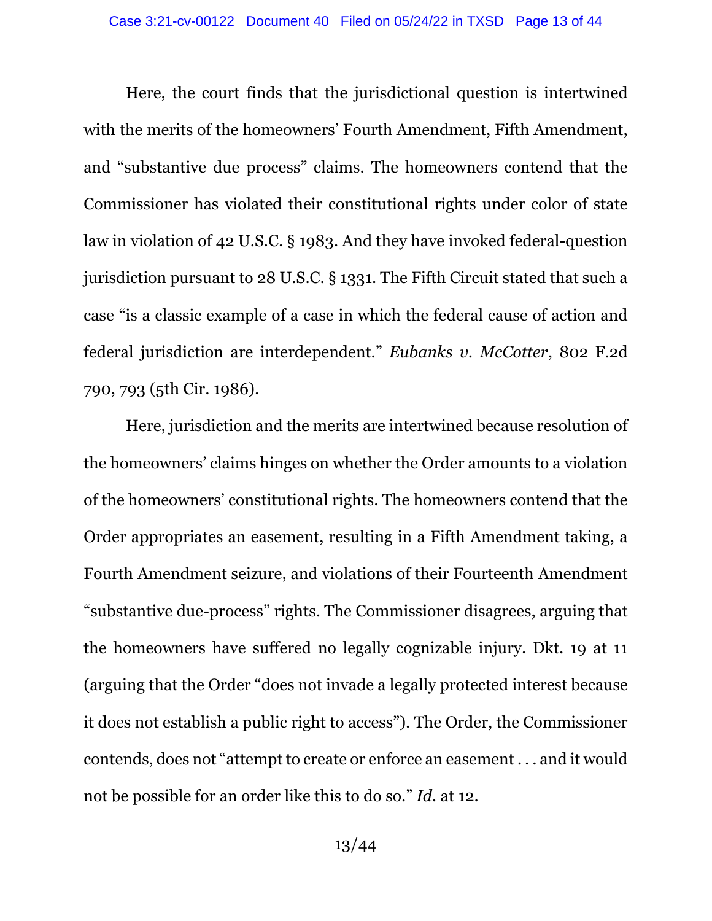Here, the court finds that the jurisdictional question is intertwined with the merits of the homeowners' Fourth Amendment, Fifth Amendment, and "substantive due process" claims. The homeowners contend that the Commissioner has violated their constitutional rights under color of state law in violation of 42 U.S.C. § 1983. And they have invoked federal-question jurisdiction pursuant to 28 U.S.C. § 1331. The Fifth Circuit stated that such a case "is a classic example of a case in which the federal cause of action and federal jurisdiction are interdependent." *Eubanks v. McCotter*, 802 F.2d 790, 793 (5th Cir. 1986).

Here, jurisdiction and the merits are intertwined because resolution of the homeowners' claims hinges on whether the Order amounts to a violation of the homeowners' constitutional rights. The homeowners contend that the Order appropriates an easement, resulting in a Fifth Amendment taking, a Fourth Amendment seizure, and violations of their Fourteenth Amendment "substantive due-process" rights. The Commissioner disagrees, arguing that the homeowners have suffered no legally cognizable injury. Dkt. 19 at 11 (arguing that the Order "does not invade a legally protected interest because it does not establish a public right to access"). The Order, the Commissioner contends, does not "attempt to create or enforce an easement . . . and it would not be possible for an order like this to do so." *Id.* at 12.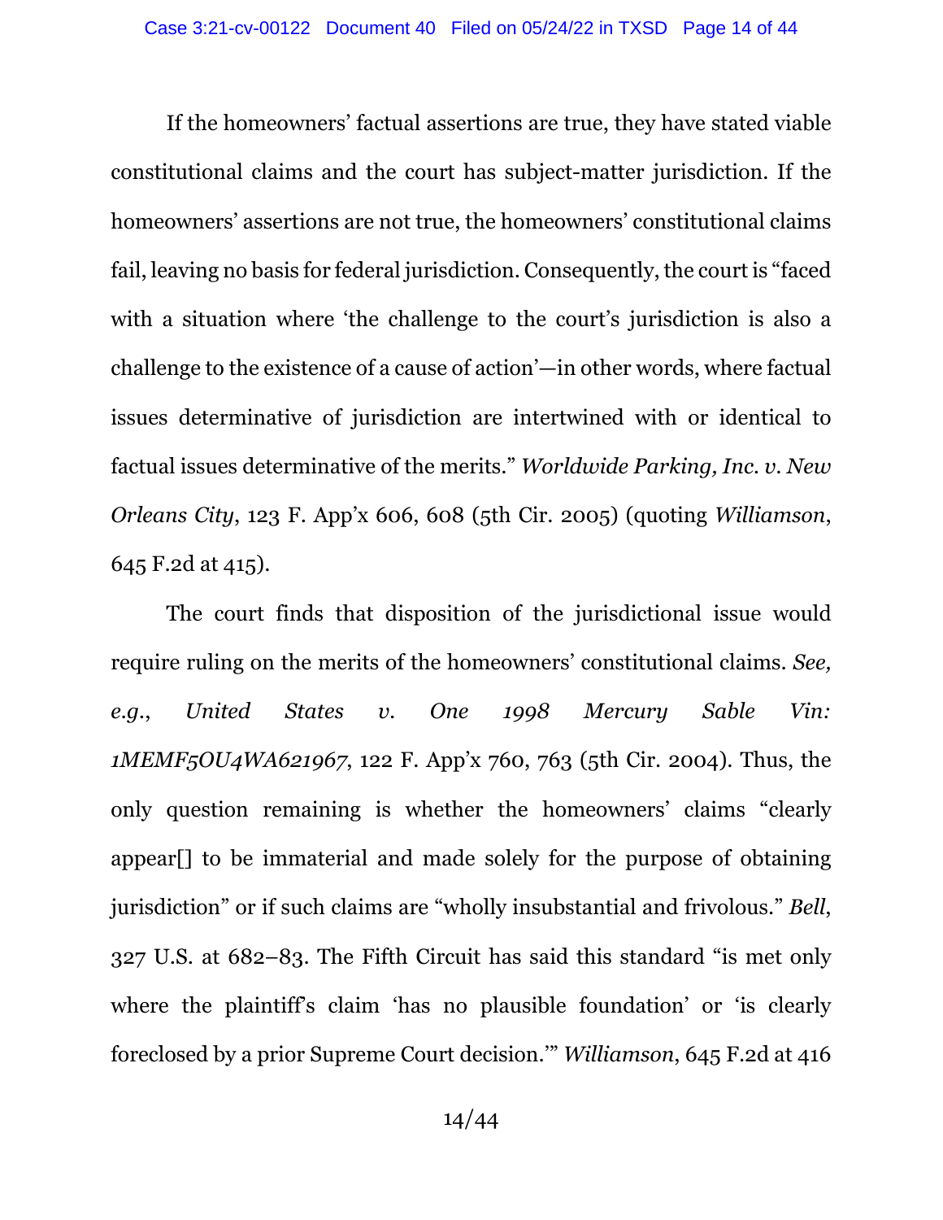If the homeowners' factual assertions are true, they have stated viable constitutional claims and the court has subject-matter jurisdiction. If the homeowners' assertions are not true, the homeowners' constitutional claims fail, leaving no basis for federal jurisdiction. Consequently, the court is "faced with a situation where 'the challenge to the court's jurisdiction is also a challenge to the existence of a cause of action'—in other words, where factual issues determinative of jurisdiction are intertwined with or identical to factual issues determinative of the merits." *Worldwide Parking, Inc. v. New Orleans City*, 123 F. App'x 606, 608 (5th Cir. 2005) (quoting *Williamson*, 645 F.2d at 415).

The court finds that disposition of the jurisdictional issue would require ruling on the merits of the homeowners' constitutional claims. *See, e.g.*, *United States v. One 1998 Mercury Sable Vin: 1MEMF5OU4WA621967*, 122 F. App'x 760, 763 (5th Cir. 2004). Thus, the only question remaining is whether the homeowners' claims "clearly appear[] to be immaterial and made solely for the purpose of obtaining jurisdiction" or if such claims are "wholly insubstantial and frivolous." *Bell*, 327 U.S. at 682–83. The Fifth Circuit has said this standard "is met only where the plaintiff's claim 'has no plausible foundation' or 'is clearly foreclosed by a prior Supreme Court decision.'" *Williamson*, 645 F.2d at 416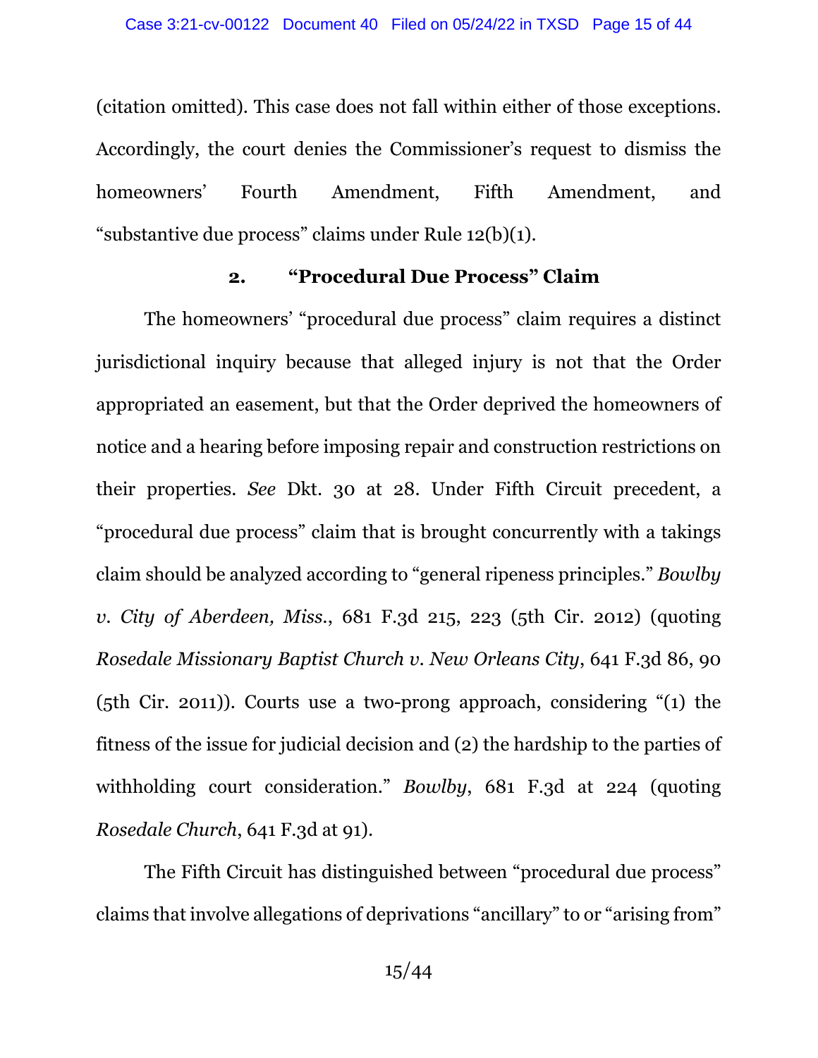(citation omitted). This case does not fall within either of those exceptions. Accordingly, the court denies the Commissioner's request to dismiss the homeowners' Fourth Amendment, Fifth Amendment, and "substantive due process" claims under Rule 12(b)(1).

### 2. "Procedural Due Process" Claim

The homeowners' "procedural due process" claim requires a distinct jurisdictional inquiry because that alleged injury is not that the Order appropriated an easement, but that the Order deprived the homeowners of notice and a hearing before imposing repair and construction restrictions on their properties. *See* Dkt. 30 at 28. Under Fifth Circuit precedent, a "procedural due process" claim that is brought concurrently with a takings claim should be analyzed according to "general ripeness principles." *Bowlby v. City of Aberdeen, Miss.*, 681 F.3d 215, 223 (5th Cir. 2012) (quoting *Rosedale Missionary Baptist Church v. New Orleans City*, 641 F.3d 86, 90 (5th Cir. 2011)). Courts use a two-prong approach, considering "(1) the fitness of the issue for judicial decision and (2) the hardship to the parties of withholding court consideration." *Bowlby*, 681 F.3d at 224 (quoting *Rosedale Church*, 641 F.3d at 91).

The Fifth Circuit has distinguished between "procedural due process" claims that involve allegations of deprivations "ancillary" to or "arising from"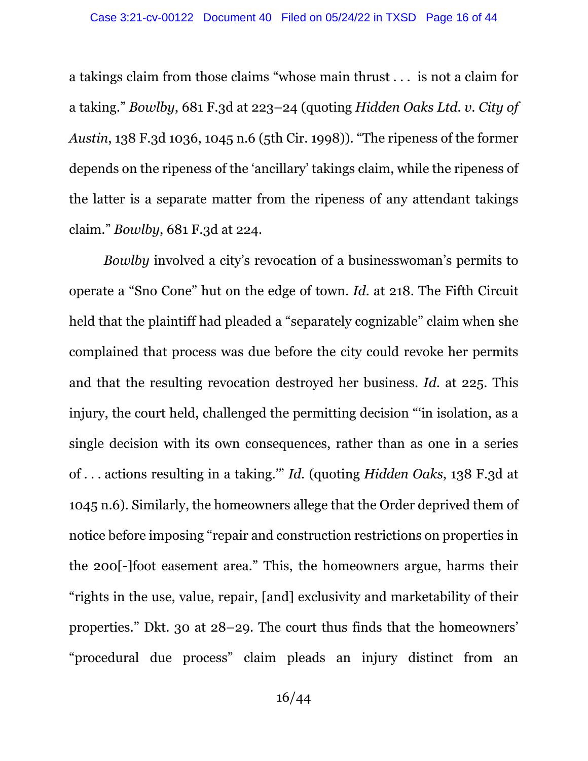a takings claim from those claims "whose main thrust . . . is not a claim for a taking." *Bowlby*, 681 F.3d at 223–24 (quoting *Hidden Oaks Ltd. v. City of Austin*, 138 F.3d 1036, 1045 n.6 (5th Cir. 1998)). "The ripeness of the former depends on the ripeness of the 'ancillary' takings claim, while the ripeness of the latter is a separate matter from the ripeness of any attendant takings claim." *Bowlby*, 681 F.3d at 224.

*Bowlby* involved a city's revocation of a businesswoman's permits to operate a "Sno Cone" hut on the edge of town. *Id.* at 218. The Fifth Circuit held that the plaintiff had pleaded a "separately cognizable" claim when she complained that process was due before the city could revoke her permits and that the resulting revocation destroyed her business. *Id.* at 225. This injury, the court held, challenged the permitting decision "'in isolation, as a single decision with its own consequences, rather than as one in a series of . . . actions resulting in a taking.'" *Id.* (quoting *Hidden Oaks*, 138 F.3d at 1045 n.6). Similarly, the homeowners allege that the Order deprived them of notice before imposing "repair and construction restrictions on properties in the 200[-]foot easement area." This, the homeowners argue, harms their "rights in the use, value, repair, [and] exclusivity and marketability of their properties." Dkt. 30 at 28–29. The court thus finds that the homeowners' "procedural due process" claim pleads an injury distinct from an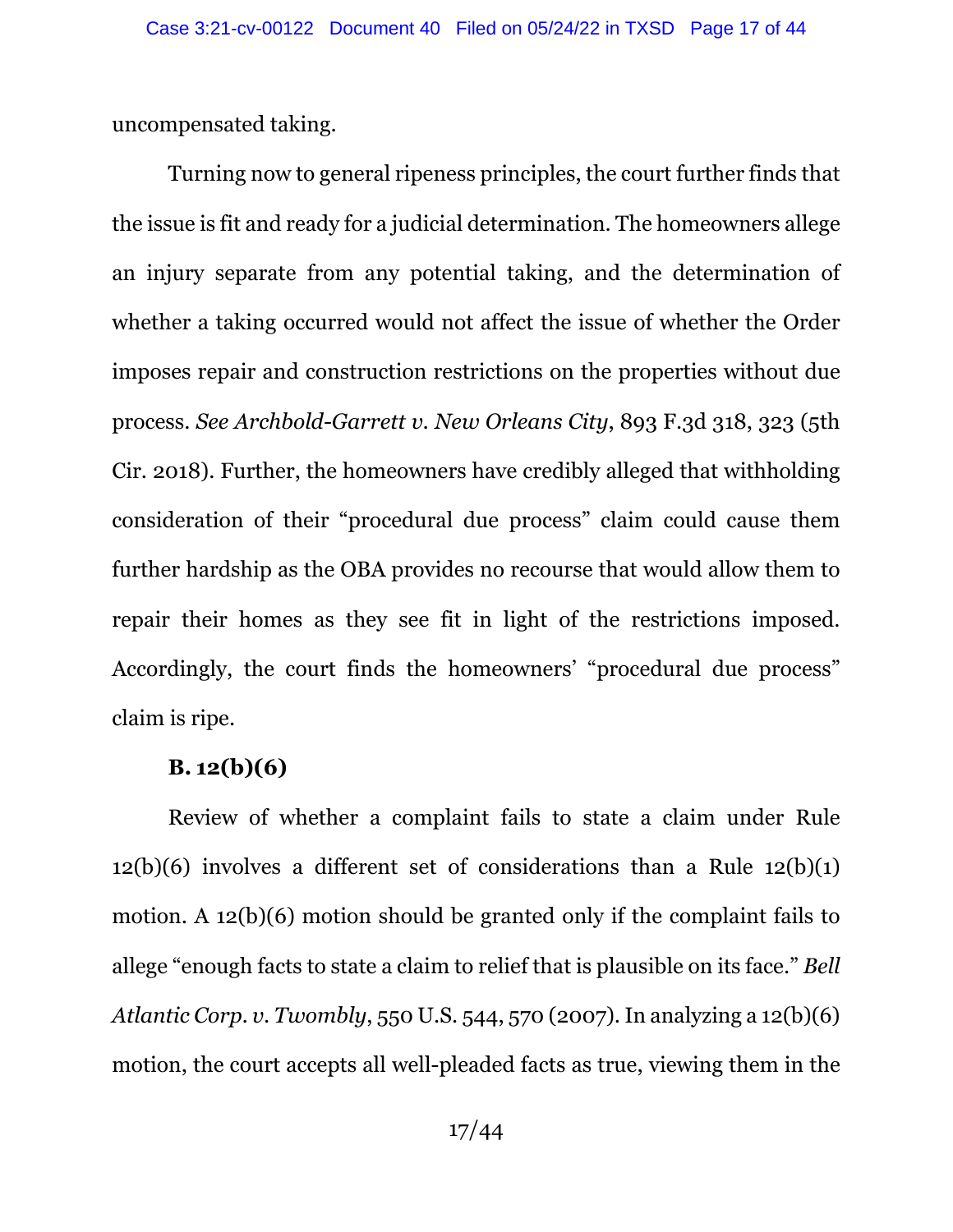uncompensated taking.

Turning now to general ripeness principles, the court further finds that the issue is fit and ready for a judicial determination. The homeowners allege an injury separate from any potential taking, and the determination of whether a taking occurred would not affect the issue of whether the Order imposes repair and construction restrictions on the properties without due process. *See Archbold-Garrett v. New Orleans City*, 893 F.3d 318, 323 (5th Cir. 2018). Further, the homeowners have credibly alleged that withholding consideration of their "procedural due process" claim could cause them further hardship as the OBA provides no recourse that would allow them to repair their homes as they see fit in light of the restrictions imposed. Accordingly, the court finds the homeowners' "procedural due process" claim is ripe.

**B. 12(b)(6)**

Review of whether a complaint fails to state a claim under Rule 12(b)(6) involves a different set of considerations than a Rule 12(b)(1) motion. A 12(b)(6) motion should be granted only if the complaint fails to allege "enough facts to state a claim to relief that is plausible on its face." *Bell Atlantic Corp. v. Twombly*, 550 U.S. 544, 570 (2007). In analyzing a 12(b)(6) motion, the court accepts all well-pleaded facts as true, viewing them in the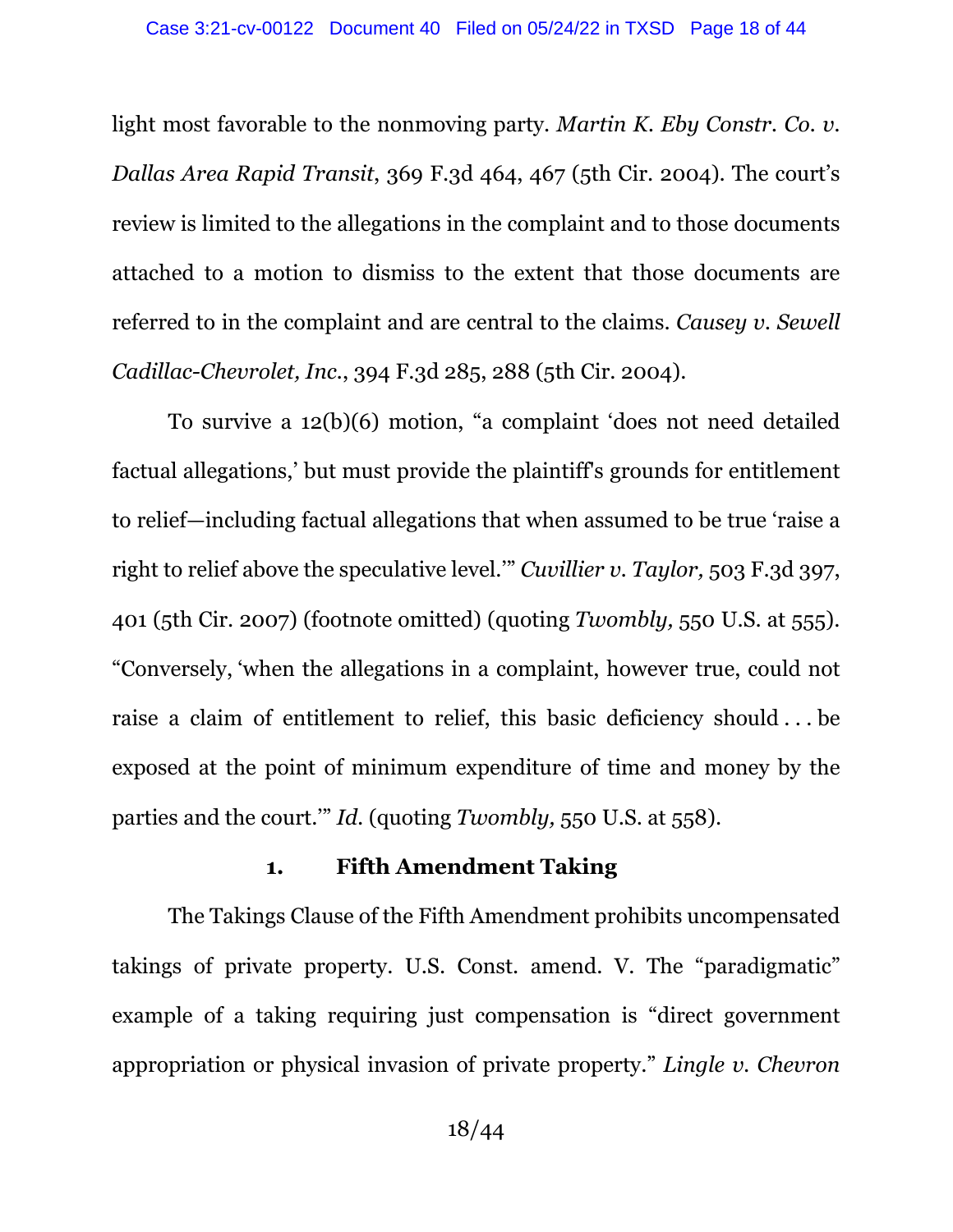light most favorable to the nonmoving party. *Martin K. Eby Constr. Co. v. Dallas Area Rapid Transit*, 369 F.3d 464, 467 (5th Cir. 2004). The court's review is limited to the allegations in the complaint and to those documents attached to a motion to dismiss to the extent that those documents are referred to in the complaint and are central to the claims. *Causey v. Sewell Cadillac-Chevrolet, Inc.*, 394 F.3d 285, 288 (5th Cir. 2004).

To survive a 12(b)(6) motion, "a complaint 'does not need detailed factual allegations,' but must provide the plaintiff's grounds for entitlement to relief—including factual allegations that when assumed to be true 'raise a right to relief above the speculative level.'" *Cuvillier v. Taylor,* 503 F.3d 397, 401 (5th Cir. 2007) (footnote omitted) (quoting *Twombly,* 550 U.S. at 555). "Conversely, 'when the allegations in a complaint, however true, could not raise a claim of entitlement to relief, this basic deficiency should . . . be exposed at the point of minimum expenditure of time and money by the parties and the court.'" *Id.* (quoting *Twombly,* 550 U.S. at 558).

### 1. Fifth Amendment Taking

The Takings Clause of the Fifth Amendment prohibits uncompensated takings of private property. U.S. Const. amend. V. The "paradigmatic" example of a taking requiring just compensation is "direct government appropriation or physical invasion of private property." *Lingle v. Chevron*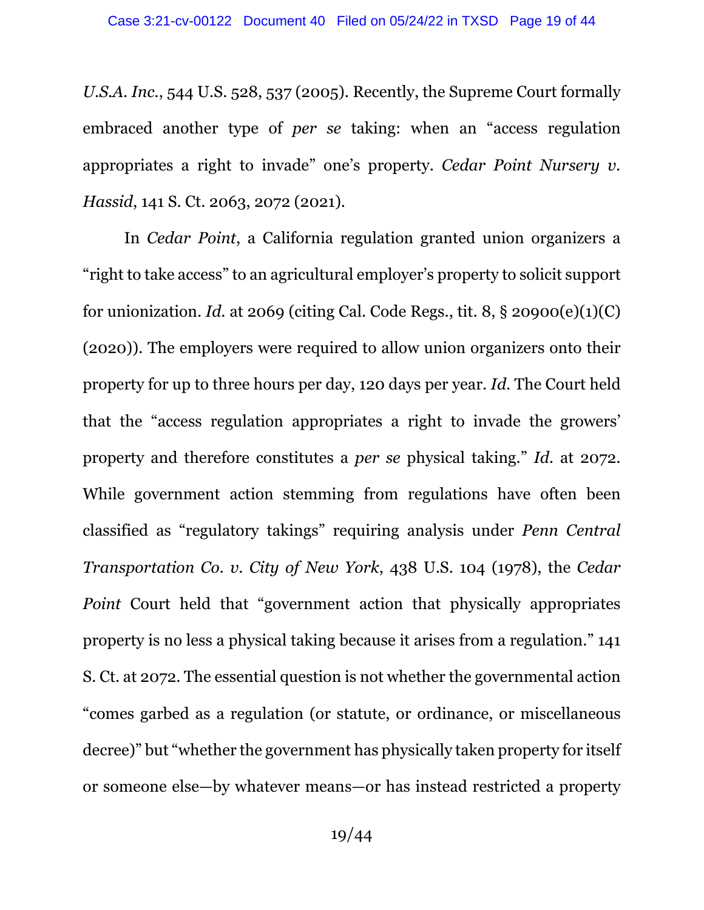*U.S.A. Inc.*, 544 U.S. 528, 537 (2005). Recently, the Supreme Court formally embraced another type of *per se* taking: when an "access regulation appropriates a right to invade" one's property. *Cedar Point Nursery v. Hassid*, 141 S. Ct. 2063, 2072 (2021).

In *Cedar Point*, a California regulation granted union organizers a "right to take access" to an agricultural employer's property to solicit support for unionization. *Id.* at 2069 (citing Cal. Code Regs., tit. 8, § 20900(e)(1)(C) (2020)). The employers were required to allow union organizers onto their property for up to three hours per day, 120 days per year. *Id.* The Court held that the "access regulation appropriates a right to invade the growers' property and therefore constitutes a *per se* physical taking." *Id.* at 2072. While government action stemming from regulations have often been classified as "regulatory takings" requiring analysis under *Penn Central Transportation Co. v. City of New York*, 438 U.S. 104 (1978), the *Cedar Point* Court held that "government action that physically appropriates property is no less a physical taking because it arises from a regulation." 141 S. Ct. at 2072. The essential question is not whether the governmental action "comes garbed as a regulation (or statute, or ordinance, or miscellaneous decree)" but "whether the government has physically taken property for itself or someone else—by whatever means—or has instead restricted a property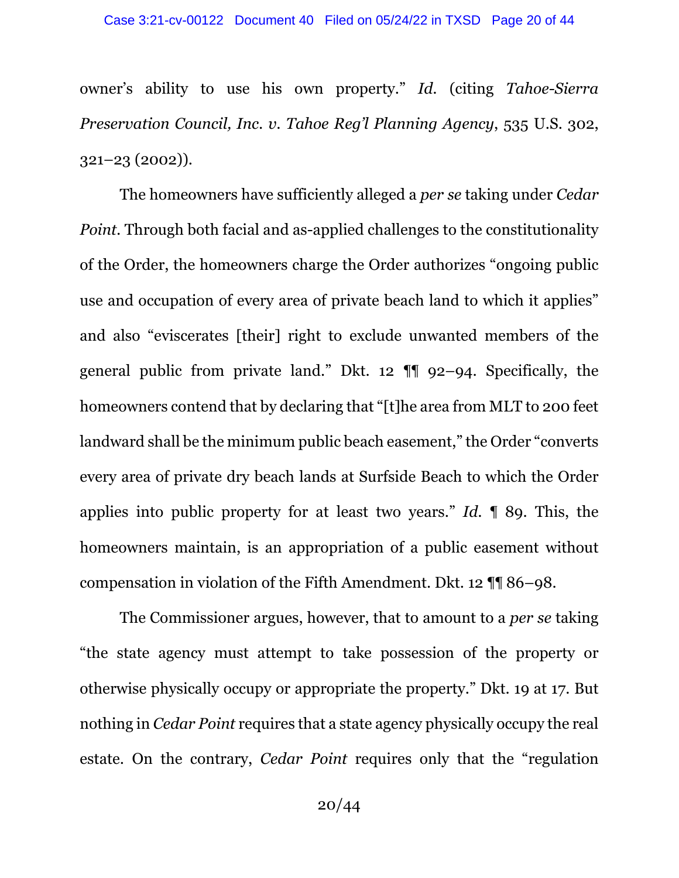owner's ability to use his own property." *Id.* (citing *Tahoe-Sierra Preservation Council, Inc. v. Tahoe Reg'l Planning Agency*, 535 U.S. 302, 321–23 (2002)).

The homeowners have sufficiently alleged a *per se* taking under *Cedar Point*. Through both facial and as-applied challenges to the constitutionality of the Order, the homeowners charge the Order authorizes "ongoing public use and occupation of every area of private beach land to which it applies" and also "eviscerates [their] right to exclude unwanted members of the general public from private land." Dkt. 12 ¶¶ 92–94. Specifically, the homeowners contend that by declaring that "[t]he area from MLT to 200 feet landward shall be the minimum public beach easement," the Order "converts every area of private dry beach lands at Surfside Beach to which the Order applies into public property for at least two years." *Id.* ¶ 89. This, the homeowners maintain, is an appropriation of a public easement without compensation in violation of the Fifth Amendment. Dkt. 12 ¶¶ 86–98.

The Commissioner argues, however, that to amount to a *per se* taking "the state agency must attempt to take possession of the property or otherwise physically occupy or appropriate the property." Dkt. 19 at 17. But nothing in *Cedar Point* requires that a state agency physically occupy the real estate. On the contrary, *Cedar Point* requires only that the "regulation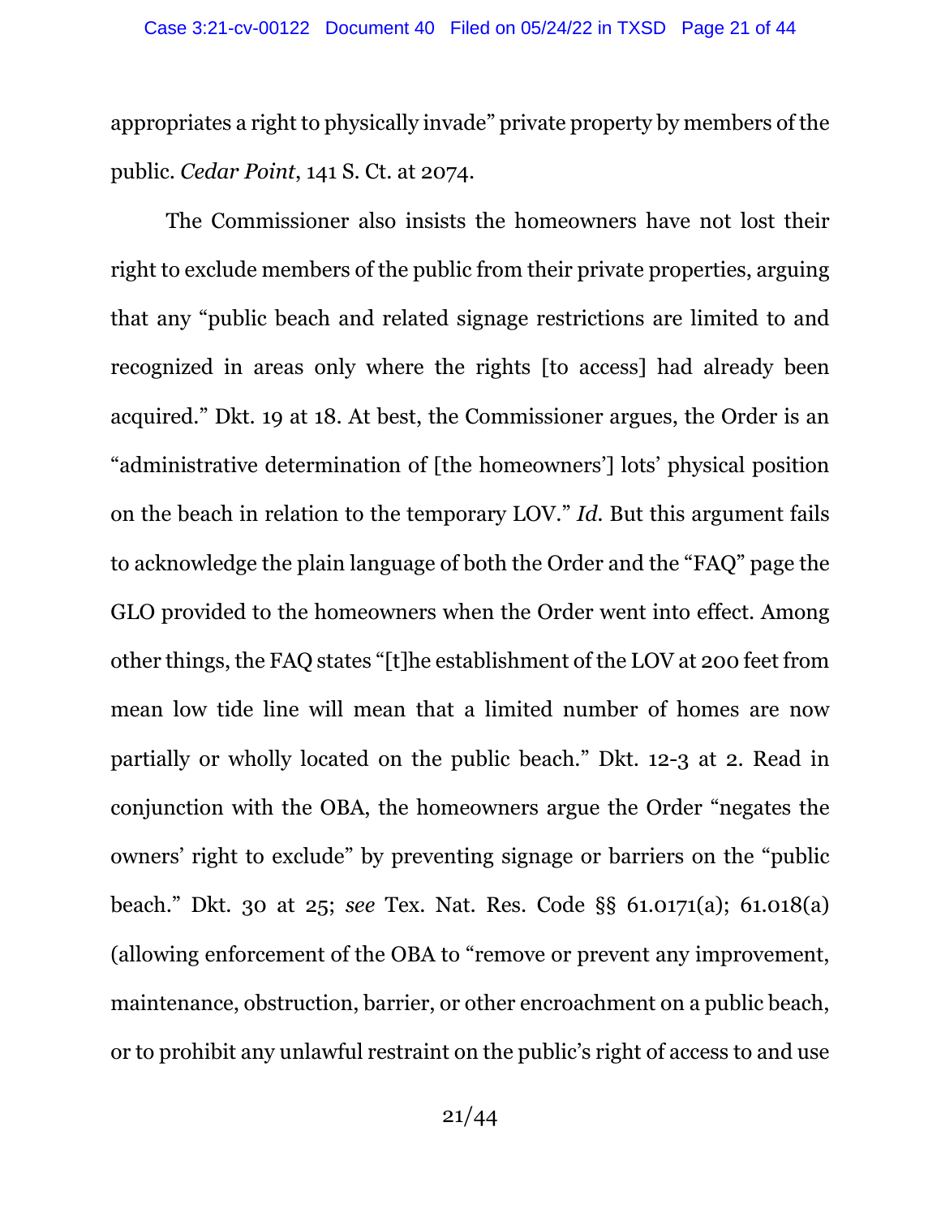appropriates a right to physically invade" private property by members of the public. *Cedar Point*, 141 S. Ct. at 2074.

The Commissioner also insists the homeowners have not lost their right to exclude members of the public from their private properties, arguing that any "public beach and related signage restrictions are limited to and recognized in areas only where the rights [to access] had already been acquired." Dkt. 19 at 18. At best, the Commissioner argues, the Order is an "administrative determination of [the homeowners'] lots' physical position on the beach in relation to the temporary LOV." *Id.* But this argument fails to acknowledge the plain language of both the Order and the "FAQ" page the GLO provided to the homeowners when the Order went into effect. Among other things, the FAQ states "[t]he establishment of the LOV at 200 feet from mean low tide line will mean that a limited number of homes are now partially or wholly located on the public beach." Dkt. 12-3 at 2. Read in conjunction with the OBA, the homeowners argue the Order "negates the owners' right to exclude" by preventing signage or barriers on the "public beach." Dkt. 30 at 25; *see* Tex. Nat. Res. Code §§ 61.0171(a); 61.018(a) (allowing enforcement of the OBA to "remove or prevent any improvement, maintenance, obstruction, barrier, or other encroachment on a public beach, or to prohibit any unlawful restraint on the public's right of access to and use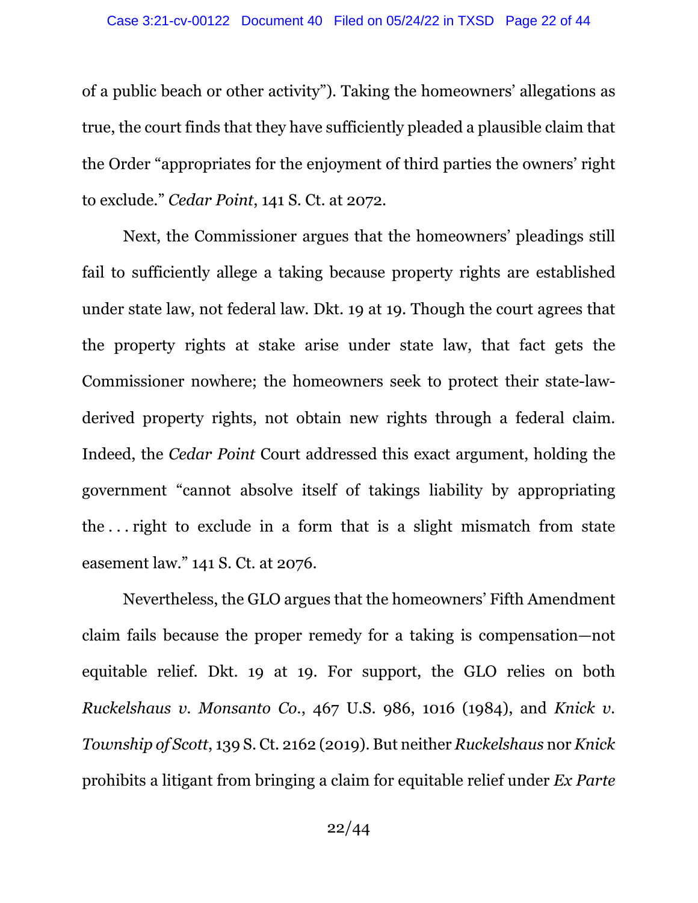of a public beach or other activity"). Taking the homeowners' allegations as true, the court finds that they have sufficiently pleaded a plausible claim that the Order "appropriates for the enjoyment of third parties the owners' right to exclude." *Cedar Point*, 141 S. Ct. at 2072.

Next, the Commissioner argues that the homeowners' pleadings still fail to sufficiently allege a taking because property rights are established under state law, not federal law. Dkt. 19 at 19. Though the court agrees that the property rights at stake arise under state law, that fact gets the Commissioner nowhere; the homeowners seek to protect their state-law-derived property rights, not obtain new rights through a federal claim. Indeed, the *Cedar Point* Court addressed this exact argument, holding the government "cannot absolve itself of takings liability by appropriating the . . . right to exclude in a form that is a slight mismatch from state easement law." 141 S. Ct. at 2076.

Nevertheless, the GLO argues that the homeowners' Fifth Amendment claim fails because the proper remedy for a taking is compensation—not equitable relief. Dkt. 19 at 19. For support, the GLO relies on both *Ruckelshaus v. Monsanto Co.*, 467 U.S. 986, 1016 (1984), and *Knick v. Township of Scott*, 139 S. Ct. 2162 (2019). But neither *Ruckelshaus* nor *Knick* prohibits a litigant from bringing a claim for equitable relief under *Ex Parte*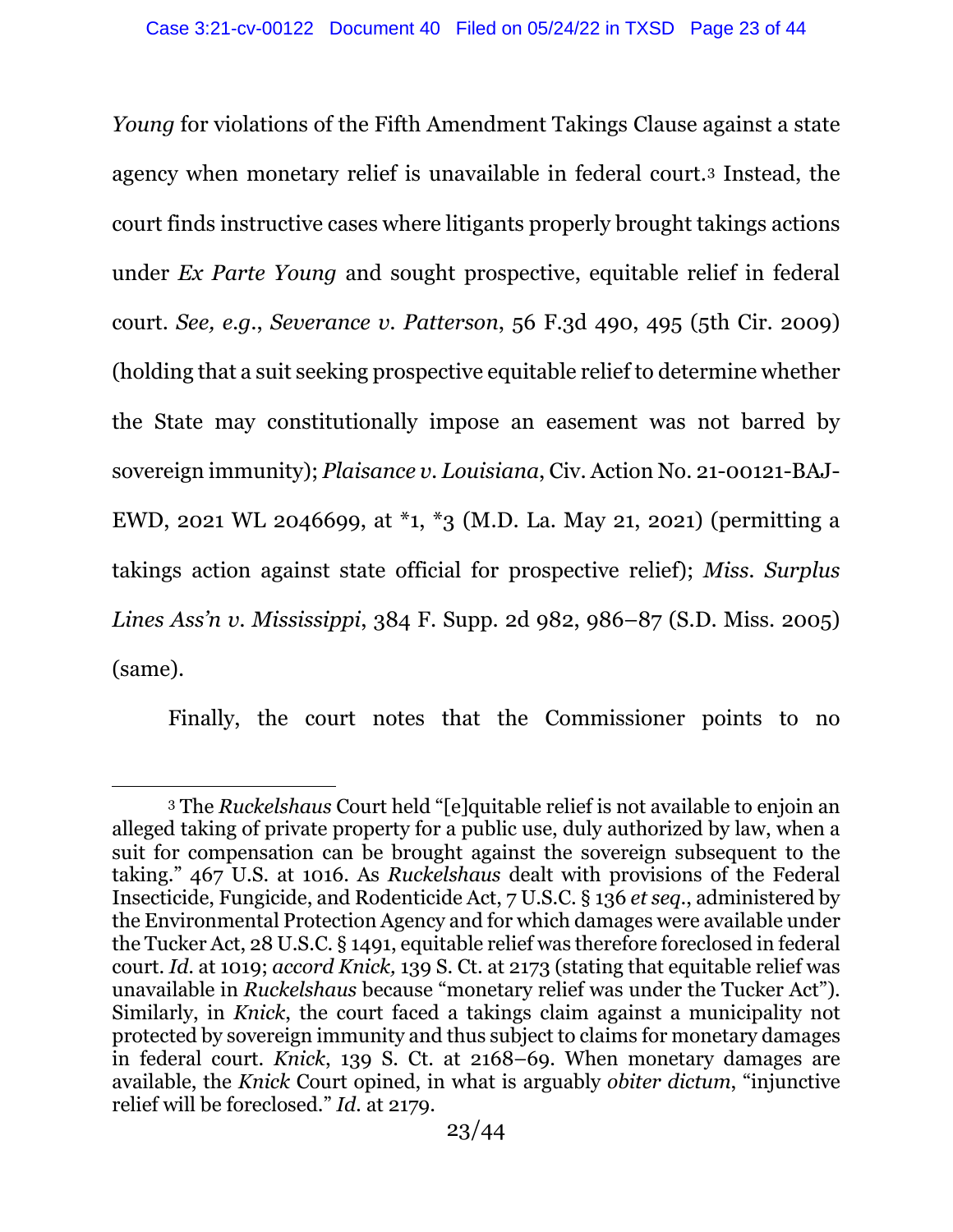*Young* for violations of the Fifth Amendment Takings Clause against a state agency when monetary relief is unavailable in federal court.[3] Instead, the court finds instructive cases where litigants properly brought takings actions under *Ex Parte Young* and sought prospective, equitable relief in federal court. *See, e.g.*, *Severance v. Patterson*, 56 F.3d 490, 495 (5th Cir. 2009) (holding that a suit seeking prospective equitable relief to determine whether the State may constitutionally impose an easement was not barred by sovereign immunity); *Plaisance v. Louisiana*, Civ. Action No. 21-00121-BAJ-EWD, 2021 WL 2046699, at *1, *3 (M.D. La. May 21, 2021) (permitting a takings action against state official for prospective relief); *Miss. Surplus Lines Ass'n v. Mississippi*, 384 F. Supp. 2d 982, 986–87 (S.D. Miss. 2005) (same).

Finally, the court notes that the Commissioner points to no

---

[3] The *Ruckelshaus* Court held "[e]quitable relief is not available to enjoin an alleged taking of private property for a public use, duly authorized by law, when a suit for compensation can be brought against the sovereign subsequent to the taking." 467 U.S. at 1016. As *Ruckelshaus* dealt with provisions of the Federal Insecticide, Fungicide, and Rodenticide Act, 7 U.S.C. § 136 *et seq.*, administered by the Environmental Protection Agency and for which damages were available under the Tucker Act, 28 U.S.C. § 1491, equitable relief was therefore foreclosed in federal court. *Id.* at 1019; *accord Knick,* 139 S. Ct. at 2173 (stating that equitable relief was unavailable in *Ruckelshaus* because "monetary relief was under the Tucker Act"). Similarly, in *Knick*, the court faced a takings claim against a municipality not protected by sovereign immunity and thus subject to claims for monetary damages in federal court. *Knick*, 139 S. Ct. at 2168–69. When monetary damages are available, the *Knick* Court opined, in what is arguably *obiter dictum*, "injunctive relief will be foreclosed." *Id.* at 2179.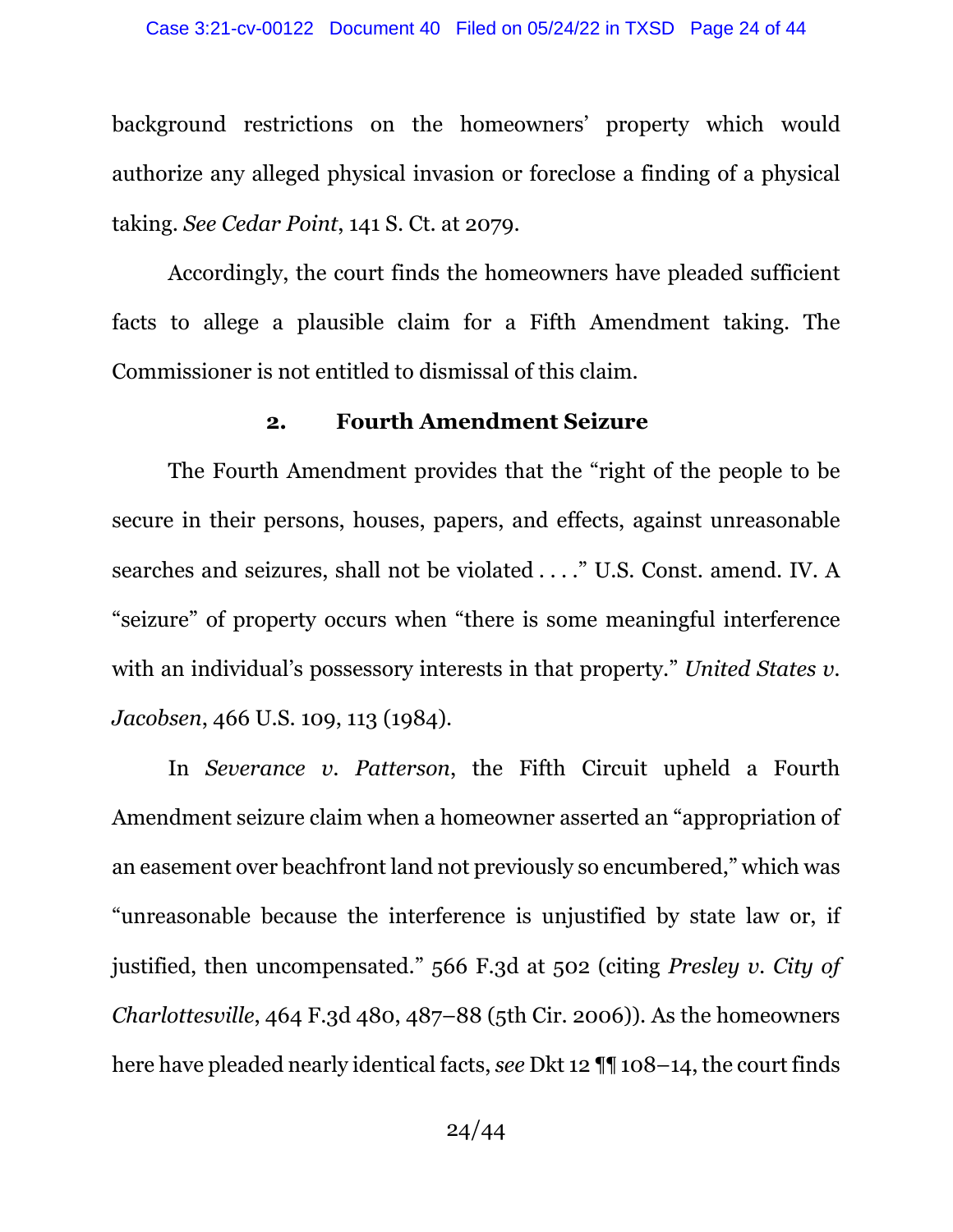background restrictions on the homeowners' property which would authorize any alleged physical invasion or foreclose a finding of a physical taking. *See Cedar Point*, 141 S. Ct. at 2079.

Accordingly, the court finds the homeowners have pleaded sufficient facts to allege a plausible claim for a Fifth Amendment taking. The Commissioner is not entitled to dismissal of this claim.

### 2. Fourth Amendment Seizure

The Fourth Amendment provides that the "right of the people to be secure in their persons, houses, papers, and effects, against unreasonable searches and seizures, shall not be violated . . . ." U.S. Const. amend. IV. A "seizure" of property occurs when "there is some meaningful interference with an individual's possessory interests in that property." *United States v. Jacobsen*, 466 U.S. 109, 113 (1984).

In *Severance v. Patterson*, the Fifth Circuit upheld a Fourth Amendment seizure claim when a homeowner asserted an "appropriation of an easement over beachfront land not previously so encumbered," which was "unreasonable because the interference is unjustified by state law or, if justified, then uncompensated." 566 F.3d at 502 (citing *Presley v. City of Charlottesville*, 464 F.3d 480, 487–88 (5th Cir. 2006)). As the homeowners here have pleaded nearly identical facts, *see* Dkt 12 ¶¶ 108–14, the court finds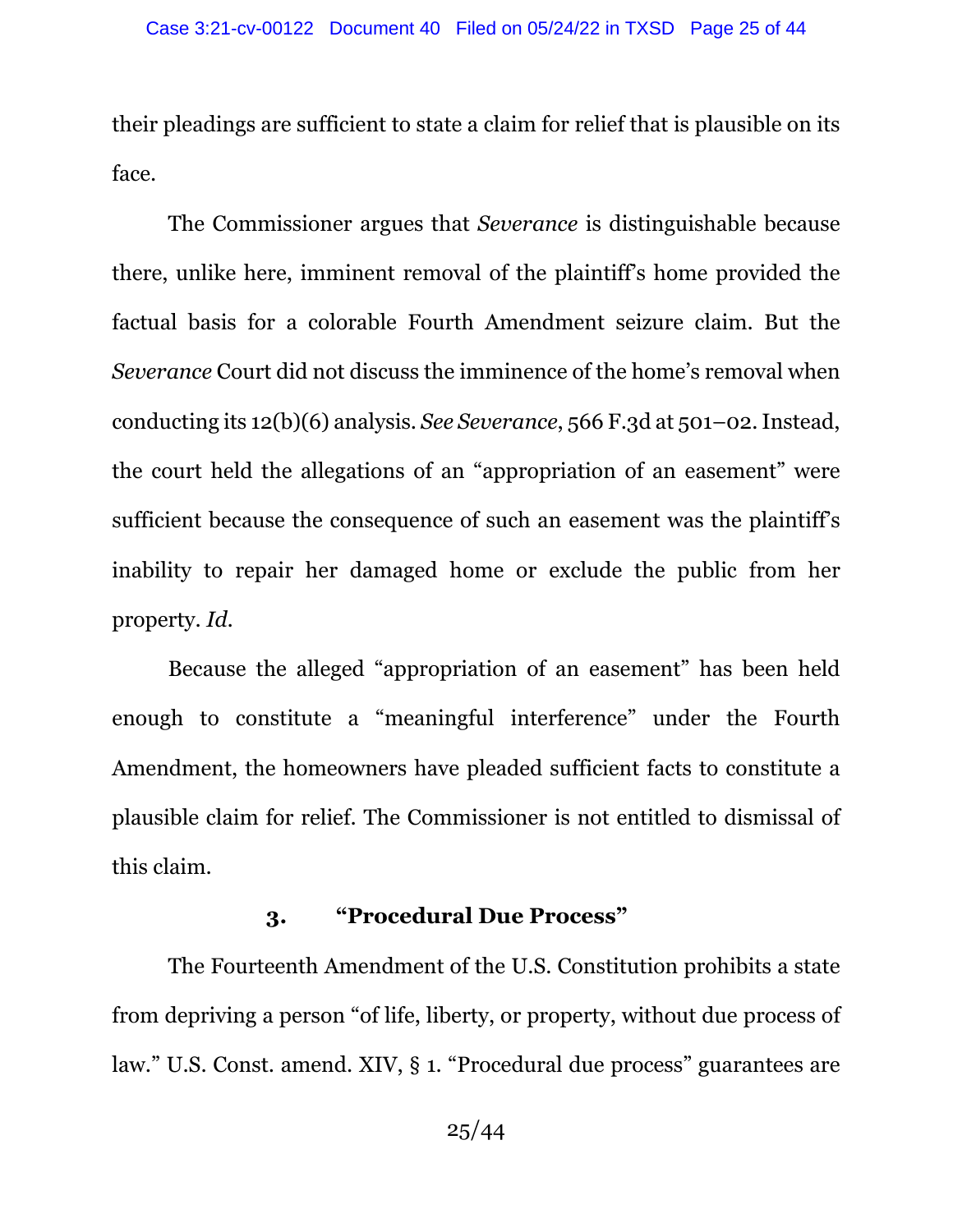their pleadings are sufficient to state a claim for relief that is plausible on its face.

The Commissioner argues that *Severance* is distinguishable because there, unlike here, imminent removal of the plaintiff's home provided the factual basis for a colorable Fourth Amendment seizure claim. But the *Severance* Court did not discuss the imminence of the home's removal when conducting its 12(b)(6) analysis. *See Severance*, 566 F.3d at 501–02. Instead, the court held the allegations of an "appropriation of an easement" were sufficient because the consequence of such an easement was the plaintiff's inability to repair her damaged home or exclude the public from her property. *Id.*

Because the alleged "appropriation of an easement" has been held enough to constitute a "meaningful interference" under the Fourth Amendment, the homeowners have pleaded sufficient facts to constitute a plausible claim for relief. The Commissioner is not entitled to dismissal of this claim.

### 3. "Procedural Due Process"

The Fourteenth Amendment of the U.S. Constitution prohibits a state from depriving a person "of life, liberty, or property, without due process of law." U.S. Const. amend. XIV, § 1. "Procedural due process" guarantees are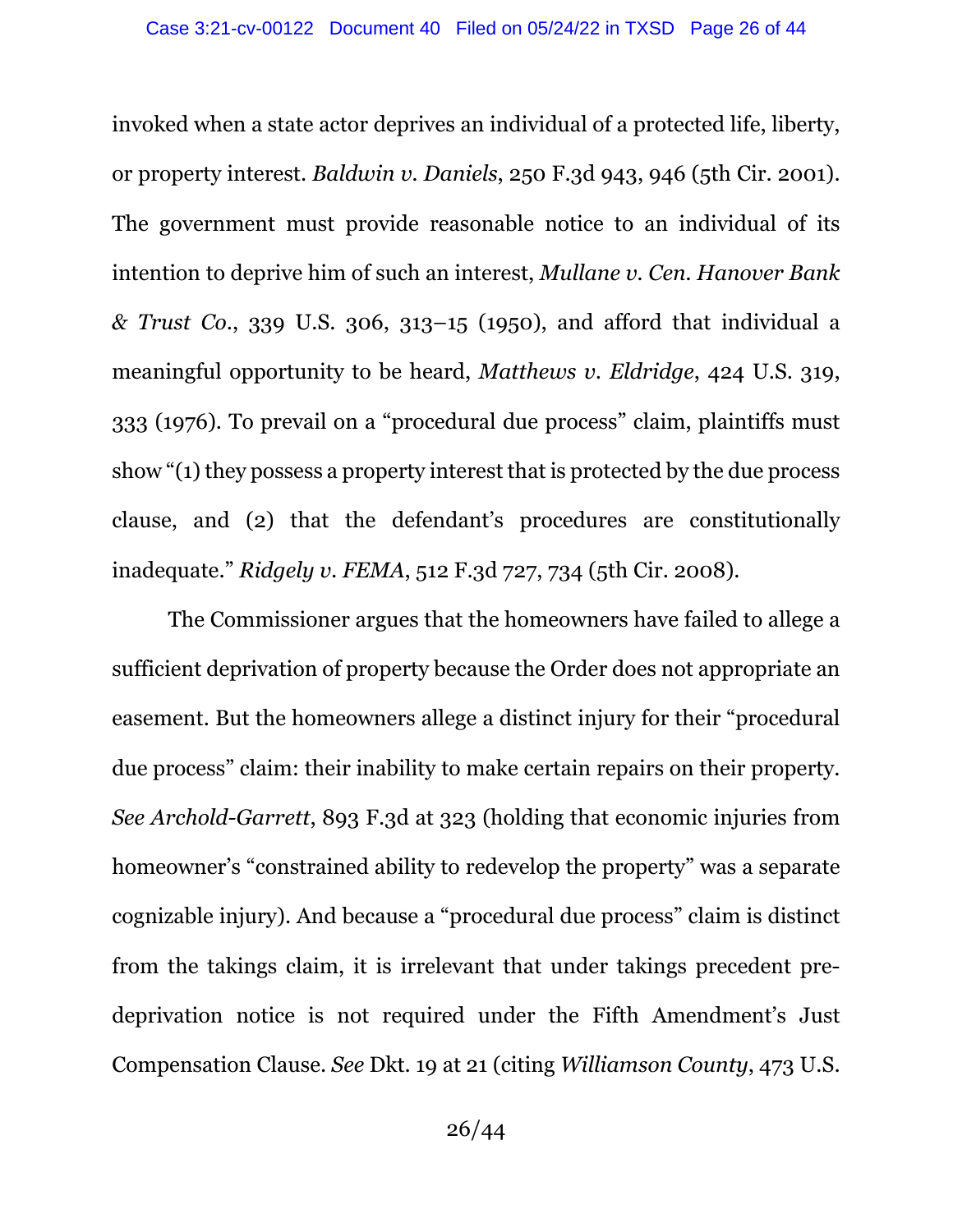invoked when a state actor deprives an individual of a protected life, liberty, or property interest. *Baldwin v. Daniels*, 250 F.3d 943, 946 (5th Cir. 2001). The government must provide reasonable notice to an individual of its intention to deprive him of such an interest, *Mullane v. Cen. Hanover Bank & Trust Co.*, 339 U.S. 306, 313–15 (1950), and afford that individual a meaningful opportunity to be heard, *Matthews v. Eldridge*, 424 U.S. 319, 333 (1976). To prevail on a "procedural due process" claim, plaintiffs must show "(1) they possess a property interest that is protected by the due process clause, and (2) that the defendant's procedures are constitutionally inadequate." *Ridgely v. FEMA*, 512 F.3d 727, 734 (5th Cir. 2008).

The Commissioner argues that the homeowners have failed to allege a sufficient deprivation of property because the Order does not appropriate an easement. But the homeowners allege a distinct injury for their "procedural due process" claim: their inability to make certain repairs on their property. *See Archold-Garrett*, 893 F.3d at 323 (holding that economic injuries from homeowner's "constrained ability to redevelop the property" was a separate cognizable injury). And because a "procedural due process" claim is distinct from the takings claim, it is irrelevant that under takings precedent pre-deprivation notice is not required under the Fifth Amendment's Just Compensation Clause. *See* Dkt. 19 at 21 (citing *Williamson County*, 473 U.S.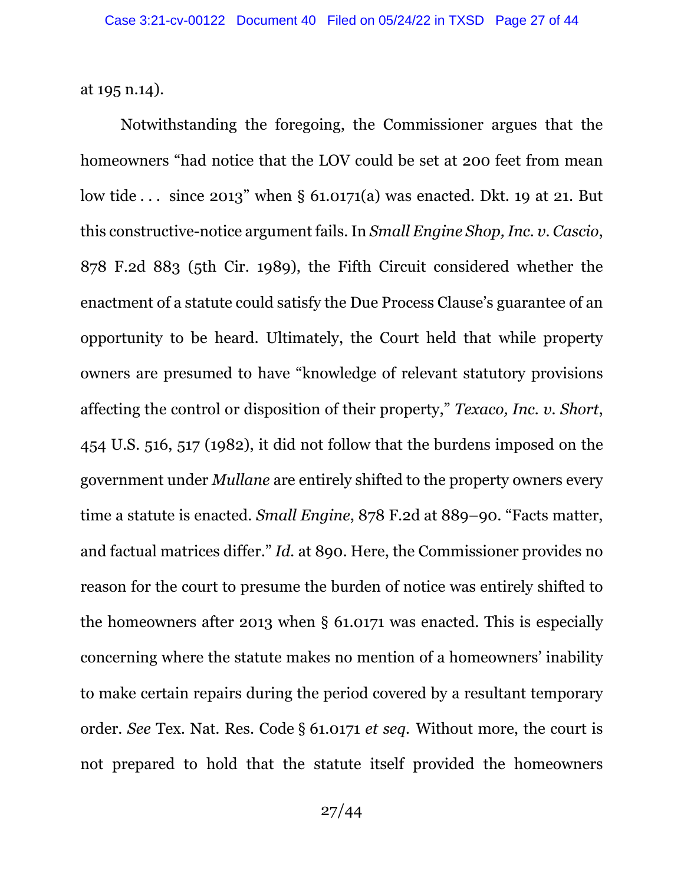at 195 n.14).

Notwithstanding the foregoing, the Commissioner argues that the homeowners "had notice that the LOV could be set at 200 feet from mean low tide . . . since 2013" when § 61.0171(a) was enacted. Dkt. 19 at 21. But this constructive-notice argument fails. In *Small Engine Shop, Inc. v. Cascio*, 878 F.2d 883 (5th Cir. 1989), the Fifth Circuit considered whether the enactment of a statute could satisfy the Due Process Clause's guarantee of an opportunity to be heard. Ultimately, the Court held that while property owners are presumed to have "knowledge of relevant statutory provisions affecting the control or disposition of their property," *Texaco, Inc. v. Short*, 454 U.S. 516, 517 (1982), it did not follow that the burdens imposed on the government under *Mullane* are entirely shifted to the property owners every time a statute is enacted. *Small Engine*, 878 F.2d at 889–90. "Facts matter, and factual matrices differ." *Id.* at 890. Here, the Commissioner provides no reason for the court to presume the burden of notice was entirely shifted to the homeowners after 2013 when § 61.0171 was enacted. This is especially concerning where the statute makes no mention of a homeowners' inability to make certain repairs during the period covered by a resultant temporary order. *See* Tex. Nat. Res. Code § 61.0171 *et seq.* Without more, the court is not prepared to hold that the statute itself provided the homeowners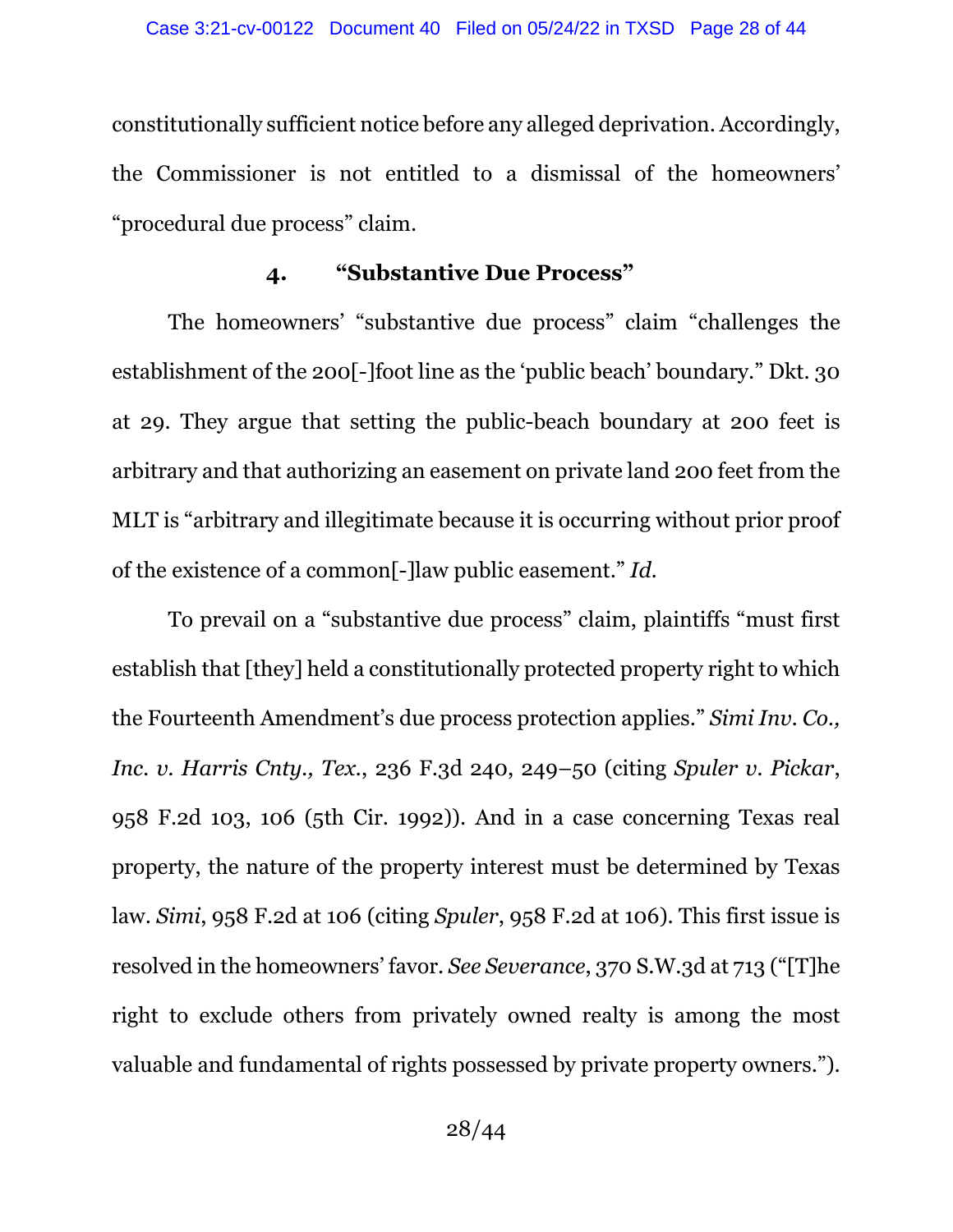constitutionally sufficient notice before any alleged deprivation. Accordingly, the Commissioner is not entitled to a dismissal of the homeowners' "procedural due process" claim.

#### 4. "Substantive Due Process"

The homeowners' "substantive due process" claim "challenges the establishment of the 200[-]foot line as the 'public beach' boundary." Dkt. 30 at 29. They argue that setting the public-beach boundary at 200 feet is arbitrary and that authorizing an easement on private land 200 feet from the MLT is "arbitrary and illegitimate because it is occurring without prior proof of the existence of a common[-]law public easement." *Id.*

To prevail on a "substantive due process" claim, plaintiffs "must first establish that [they] held a constitutionally protected property right to which the Fourteenth Amendment's due process protection applies." *Simi Inv. Co., Inc. v. Harris Cnty., Tex.*, 236 F.3d 240, 249–50 (citing *Spuler v. Pickar*, 958 F.2d 103, 106 (5th Cir. 1992)). And in a case concerning Texas real property, the nature of the property interest must be determined by Texas law. *Simi*, 958 F.2d at 106 (citing *Spuler*, 958 F.2d at 106). This first issue is resolved in the homeowners' favor. *See Severance*, 370 S.W.3d at 713 ("[T]he right to exclude others from privately owned realty is among the most valuable and fundamental of rights possessed by private property owners.").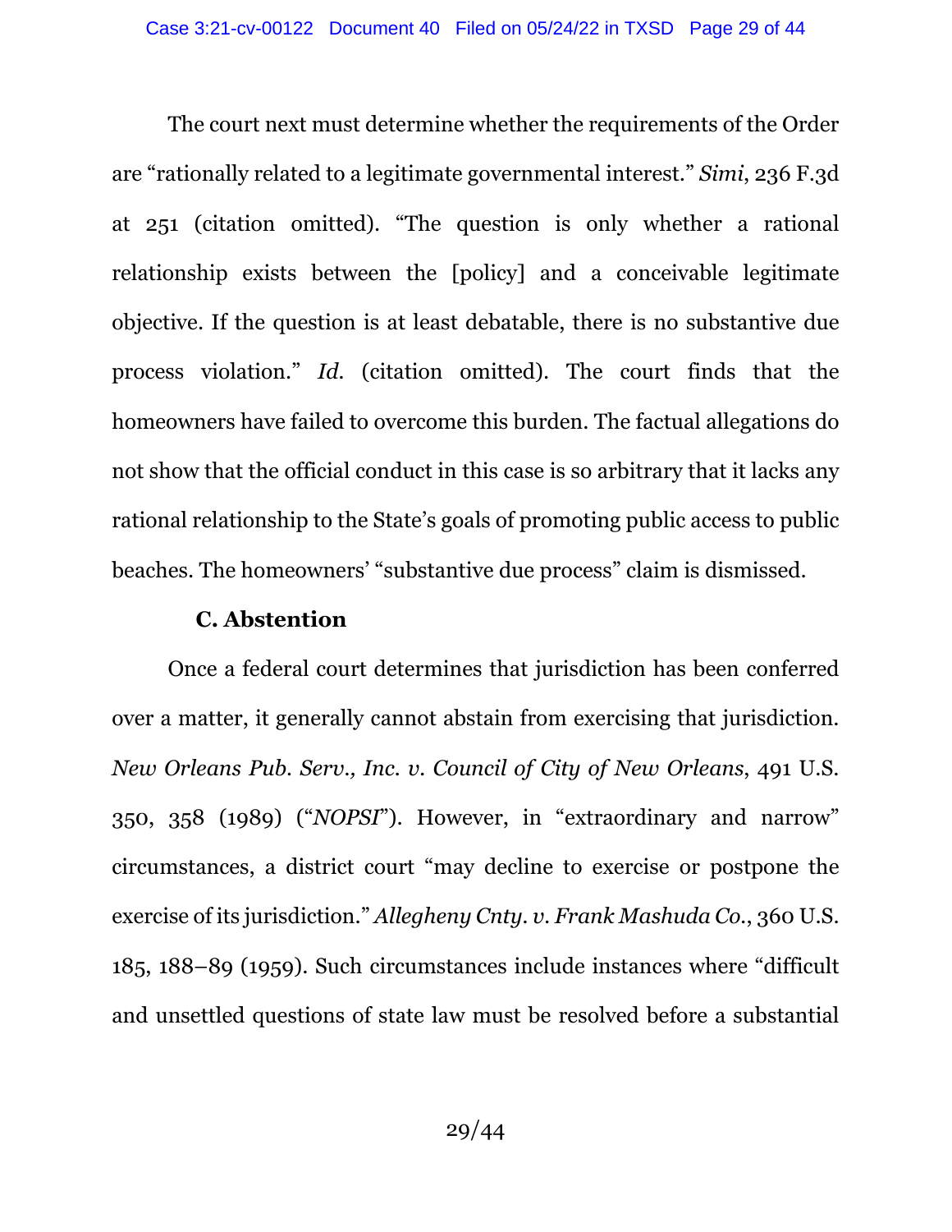The court next must determine whether the requirements of the Order are "rationally related to a legitimate governmental interest." *Simi*, 236 F.3d at 251 (citation omitted). "The question is only whether a rational relationship exists between the [policy] and a conceivable legitimate objective. If the question is at least debatable, there is no substantive due process violation." *Id.* (citation omitted). The court finds that the homeowners have failed to overcome this burden. The factual allegations do not show that the official conduct in this case is so arbitrary that it lacks any rational relationship to the State's goals of promoting public access to public beaches. The homeowners' "substantive due process" claim is dismissed.

### C. Abstention

Once a federal court determines that jurisdiction has been conferred over a matter, it generally cannot abstain from exercising that jurisdiction. *New Orleans Pub. Serv., Inc. v. Council of City of New Orleans*, 491 U.S. 350, 358 (1989) ("*NOPSI*"). However, in "extraordinary and narrow" circumstances, a district court "may decline to exercise or postpone the exercise of its jurisdiction." *Allegheny Cnty. v. Frank Mashuda Co.*, 360 U.S. 185, 188–89 (1959). Such circumstances include instances where "difficult and unsettled questions of state law must be resolved before a substantial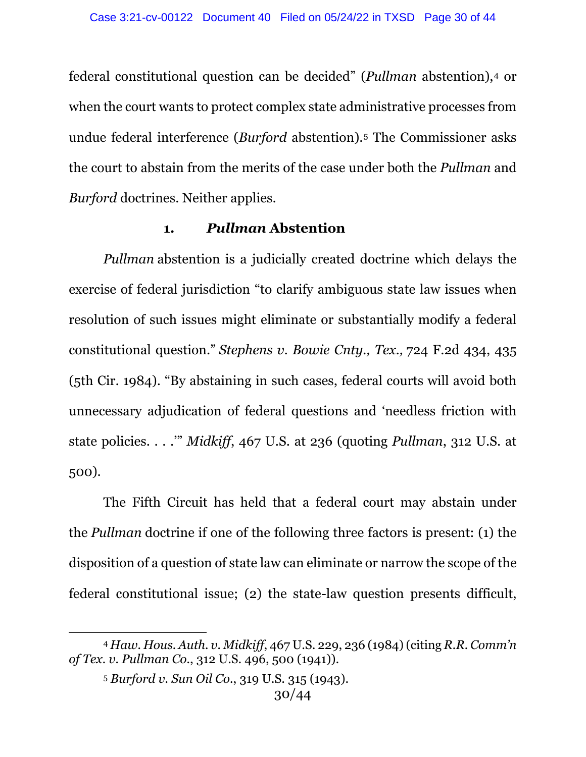federal constitutional question can be decided" (*Pullman* abstention),[4] or when the court wants to protect complex state administrative processes from undue federal interference (*Burford* abstention).[5] The Commissioner asks the court to abstain from the merits of the case under both the *Pullman* and *Burford* doctrines. Neither applies.

### 1. *Pullman* Abstention

*Pullman* abstention is a judicially created doctrine which delays the exercise of federal jurisdiction "to clarify ambiguous state law issues when resolution of such issues might eliminate or substantially modify a federal constitutional question." *Stephens v. Bowie Cnty., Tex.,* 724 F.2d 434, 435 (5th Cir. 1984). "By abstaining in such cases, federal courts will avoid both unnecessary adjudication of federal questions and 'needless friction with state policies. . . .'" *Midkiff*, 467 U.S. at 236 (quoting *Pullman*, 312 U.S. at 500).

The Fifth Circuit has held that a federal court may abstain under the *Pullman* doctrine if one of the following three factors is present: (1) the disposition of a question of state law can eliminate or narrow the scope of the federal constitutional issue; (2) the state-law question presents difficult,

---

[4] *Haw. Hous. Auth. v. Midkiff*, 467 U.S. 229, 236 (1984) (citing *R.R. Comm'n of Tex. v. Pullman Co.*, 312 U.S. 496, 500 (1941)).

[5] *Burford v. Sun Oil Co.*, 319 U.S. 315 (1943).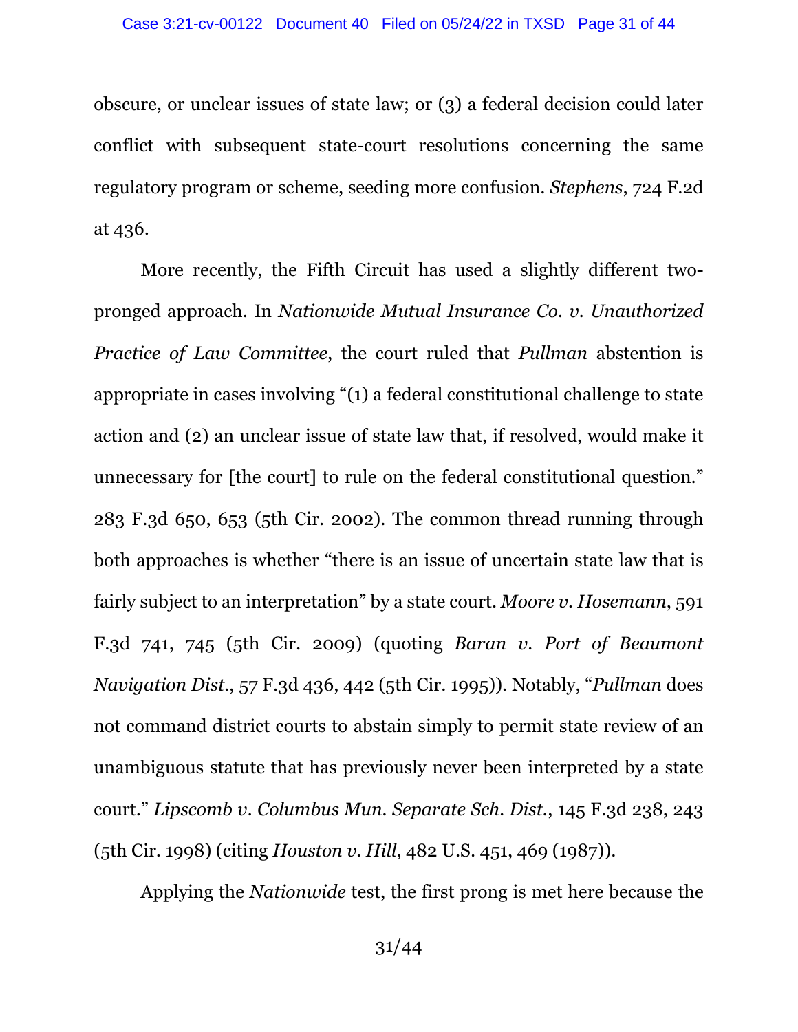obscure, or unclear issues of state law; or (3) a federal decision could later conflict with subsequent state-court resolutions concerning the same regulatory program or scheme, seeding more confusion. *Stephens*, 724 F.2d at 436.

More recently, the Fifth Circuit has used a slightly different two-pronged approach. In *Nationwide Mutual Insurance Co. v. Unauthorized Practice of Law Committee*, the court ruled that *Pullman* abstention is appropriate in cases involving "(1) a federal constitutional challenge to state action and (2) an unclear issue of state law that, if resolved, would make it unnecessary for [the court] to rule on the federal constitutional question." 283 F.3d 650, 653 (5th Cir. 2002). The common thread running through both approaches is whether "there is an issue of uncertain state law that is fairly subject to an interpretation" by a state court. *Moore v. Hosemann*, 591 F.3d 741, 745 (5th Cir. 2009) (quoting *Baran v. Port of Beaumont Navigation Dist.*, 57 F.3d 436, 442 (5th Cir. 1995)). Notably, "*Pullman* does not command district courts to abstain simply to permit state review of an unambiguous statute that has previously never been interpreted by a state court." *Lipscomb v. Columbus Mun. Separate Sch. Dist.*, 145 F.3d 238, 243 (5th Cir. 1998) (citing *Houston v. Hill*, 482 U.S. 451, 469 (1987)).

Applying the *Nationwide* test, the first prong is met here because the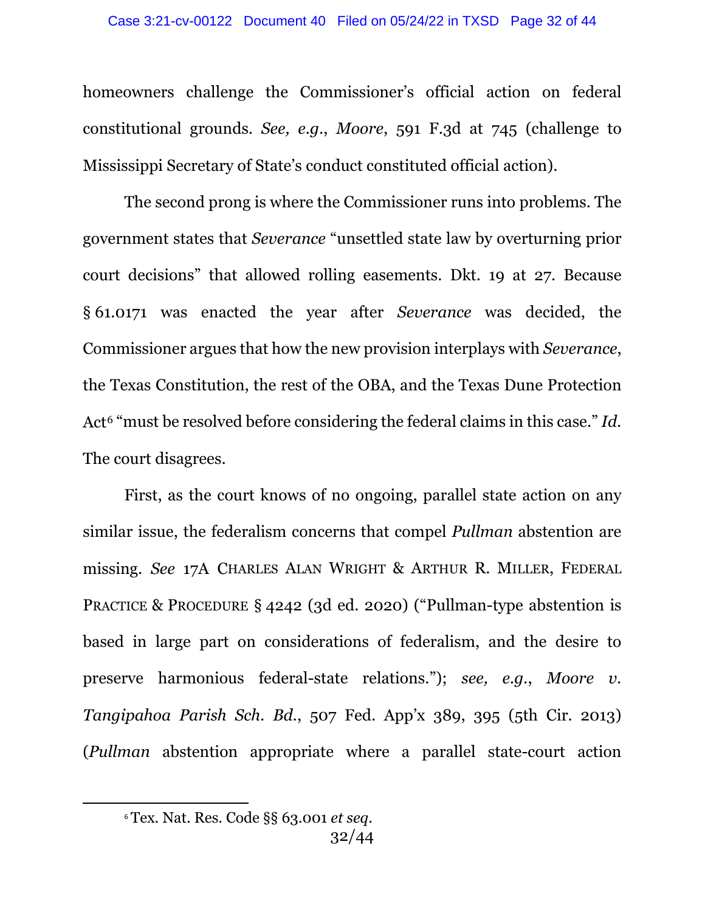homeowners challenge the Commissioner's official action on federal constitutional grounds. *See, e.g.*, *Moore*, 591 F.3d at 745 (challenge to Mississippi Secretary of State's conduct constituted official action).

The second prong is where the Commissioner runs into problems. The government states that *Severance* "unsettled state law by overturning prior court decisions" that allowed rolling easements. Dkt. 19 at 27. Because § 61.0171 was enacted the year after *Severance* was decided, the Commissioner argues that how the new provision interplays with *Severance*, the Texas Constitution, the rest of the OBA, and the Texas Dune Protection Act[6] "must be resolved before considering the federal claims in this case." *Id.* The court disagrees.

First, as the court knows of no ongoing, parallel state action on any similar issue, the federalism concerns that compel *Pullman* abstention are missing. *See* 17A CHARLES ALAN WRIGHT & ARTHUR R. MILLER, FEDERAL PRACTICE & PROCEDURE § 4242 (3d ed. 2020) ("Pullman-type abstention is based in large part on considerations of federalism, and the desire to preserve harmonious federal-state relations."); *see, e.g.*, *Moore v. Tangipahoa Parish Sch. Bd.*, 507 Fed. App'x 389, 395 (5th Cir. 2013) (*Pullman* abstention appropriate where a parallel state-court action

[6] Tex. Nat. Res. Code §§ 63.001 *et seq.*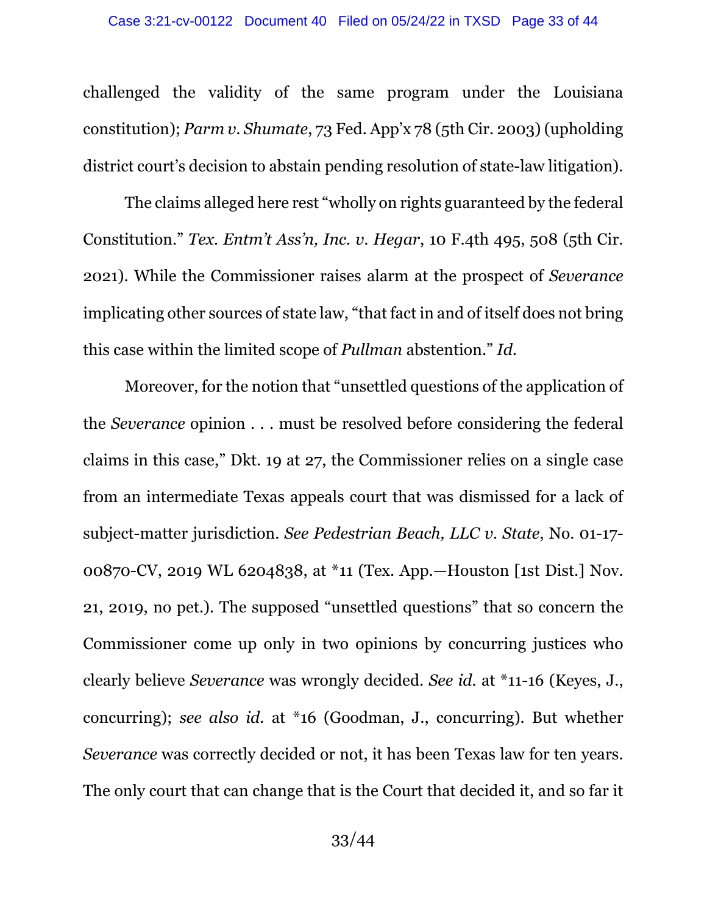challenged the validity of the same program under the Louisiana constitution); *Parm v. Shumate*, 73 Fed. App'x 78 (5th Cir. 2003) (upholding district court's decision to abstain pending resolution of state-law litigation).

The claims alleged here rest "wholly on rights guaranteed by the federal Constitution." *Tex. Entm't Ass'n, Inc. v. Hegar*, 10 F.4th 495, 508 (5th Cir. 2021). While the Commissioner raises alarm at the prospect of *Severance* implicating other sources of state law, "that fact in and of itself does not bring this case within the limited scope of *Pullman* abstention." *Id.*

Moreover, for the notion that "unsettled questions of the application of the *Severance* opinion . . . must be resolved before considering the federal claims in this case," Dkt. 19 at 27, the Commissioner relies on a single case from an intermediate Texas appeals court that was dismissed for a lack of subject-matter jurisdiction. *See Pedestrian Beach, LLC v. State*, No. 01-17-00870-CV, 2019 WL 6204838, at *11 (Tex. App.—Houston [1st Dist.] Nov. 21, 2019, no pet.). The supposed "unsettled questions" that so concern the Commissioner come up only in two opinions by concurring justices who clearly believe *Severance* was wrongly decided. *See id.* at *11-16 (Keyes, J., concurring); *see also id.* at *16 (Goodman, J., concurring). But whether *Severance* was correctly decided or not, it has been Texas law for ten years. The only court that can change that is the Court that decided it, and so far it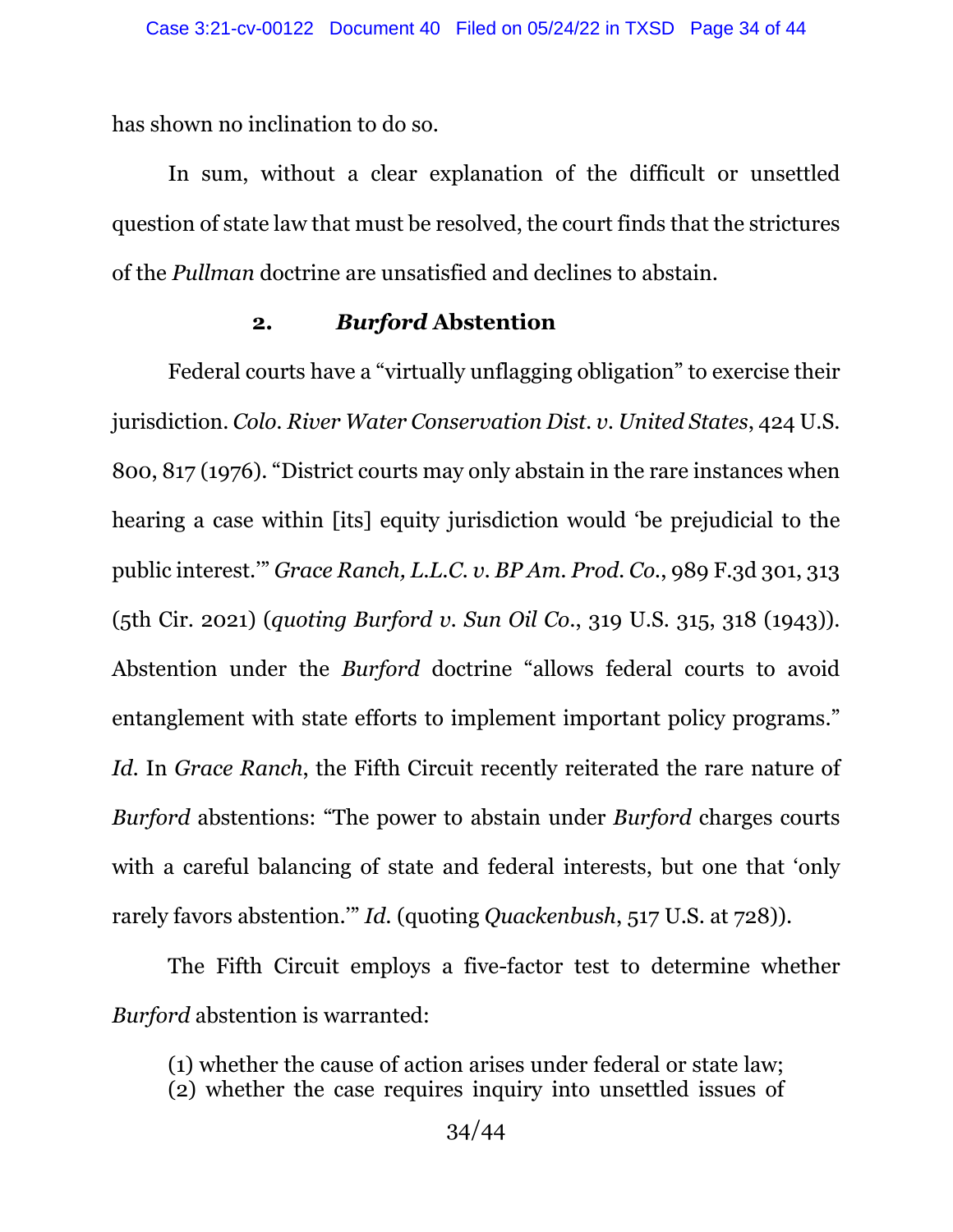has shown no inclination to do so.

In sum, without a clear explanation of the difficult or unsettled question of state law that must be resolved, the court finds that the strictures of the *Pullman* doctrine are unsatisfied and declines to abstain.

### 2. *Burford* Abstention

Federal courts have a "virtually unflagging obligation" to exercise their jurisdiction. *Colo. River Water Conservation Dist. v. United States*, 424 U.S. 800, 817 (1976). "District courts may only abstain in the rare instances when hearing a case within [its] equity jurisdiction would 'be prejudicial to the public interest.'" *Grace Ranch, L.L.C. v. BP Am. Prod. Co.*, 989 F.3d 301, 313 (5th Cir. 2021) (*quoting Burford v. Sun Oil Co.*, 319 U.S. 315, 318 (1943)). Abstention under the *Burford* doctrine "allows federal courts to avoid entanglement with state efforts to implement important policy programs." *Id.* In *Grace Ranch*, the Fifth Circuit recently reiterated the rare nature of *Burford* abstentions: "The power to abstain under *Burford* charges courts with a careful balancing of state and federal interests, but one that 'only rarely favors abstention.'" *Id.* (quoting *Quackenbush*, 517 U.S. at 728)).

The Fifth Circuit employs a five-factor test to determine whether *Burford* abstention is warranted:

> (1) whether the cause of action arises under federal or state law;
> (2) whether the case requires inquiry into unsettled issues of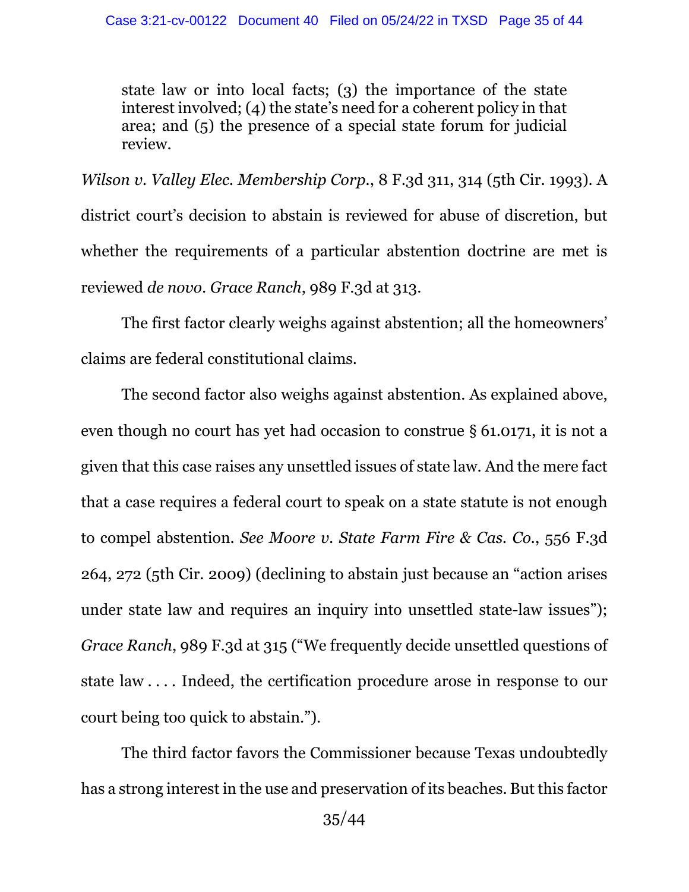> state law or into local facts; (3) the importance of the state interest involved; (4) the state's need for a coherent policy in that area; and (5) the presence of a special state forum for judicial review.

*Wilson v. Valley Elec. Membership Corp.*, 8 F.3d 311, 314 (5th Cir. 1993). A district court's decision to abstain is reviewed for abuse of discretion, but whether the requirements of a particular abstention doctrine are met is reviewed *de novo*. *Grace Ranch*, 989 F.3d at 313.

The first factor clearly weighs against abstention; all the homeowners' claims are federal constitutional claims.

The second factor also weighs against abstention. As explained above, even though no court has yet had occasion to construe § 61.0171, it is not a given that this case raises any unsettled issues of state law. And the mere fact that a case requires a federal court to speak on a state statute is not enough to compel abstention. *See Moore v. State Farm Fire & Cas. Co.*, 556 F.3d 264, 272 (5th Cir. 2009) (declining to abstain just because an "action arises under state law and requires an inquiry into unsettled state-law issues"); *Grace Ranch*, 989 F.3d at 315 ("We frequently decide unsettled questions of state law . . . . Indeed, the certification procedure arose in response to our court being too quick to abstain.").

The third factor favors the Commissioner because Texas undoubtedly has a strong interest in the use and preservation of its beaches. But this factor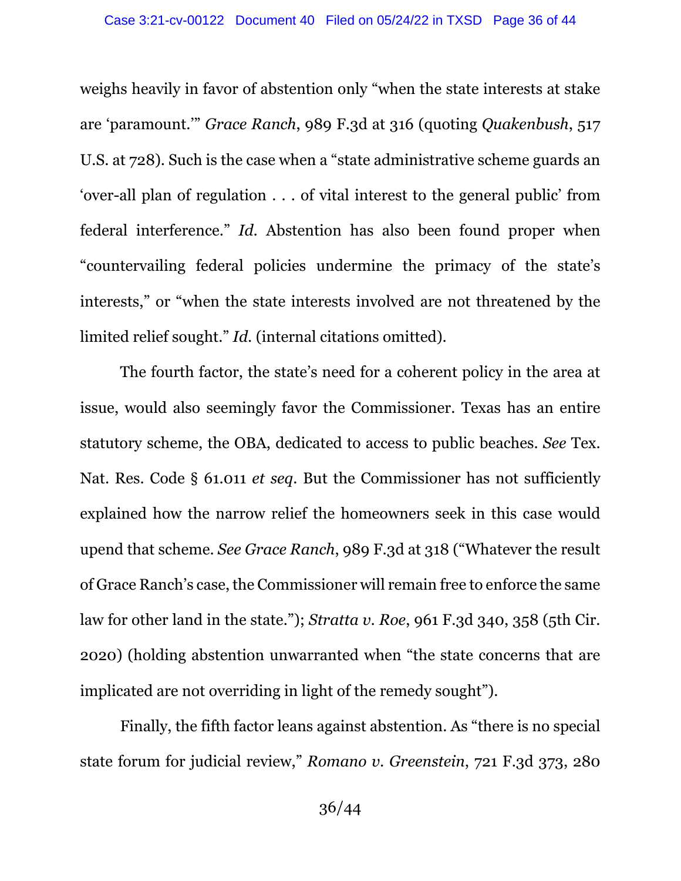weighs heavily in favor of abstention only "when the state interests at stake are 'paramount.'" *Grace Ranch*, 989 F.3d at 316 (quoting *Quakenbush*, 517 U.S. at 728). Such is the case when a "state administrative scheme guards an 'over-all plan of regulation . . . of vital interest to the general public' from federal interference." *Id.* Abstention has also been found proper when "countervailing federal policies undermine the primacy of the state's interests," or "when the state interests involved are not threatened by the limited relief sought." *Id.* (internal citations omitted).

The fourth factor, the state's need for a coherent policy in the area at issue, would also seemingly favor the Commissioner. Texas has an entire statutory scheme, the OBA, dedicated to access to public beaches. *See* Tex. Nat. Res. Code § 61.011 *et seq*. But the Commissioner has not sufficiently explained how the narrow relief the homeowners seek in this case would upend that scheme. *See Grace Ranch*, 989 F.3d at 318 ("Whatever the result of Grace Ranch's case, the Commissioner will remain free to enforce the same law for other land in the state."); *Stratta v. Roe*, 961 F.3d 340, 358 (5th Cir. 2020) (holding abstention unwarranted when "the state concerns that are implicated are not overriding in light of the remedy sought").

Finally, the fifth factor leans against abstention. As "there is no special state forum for judicial review," *Romano v. Greenstein*, 721 F.3d 373, 280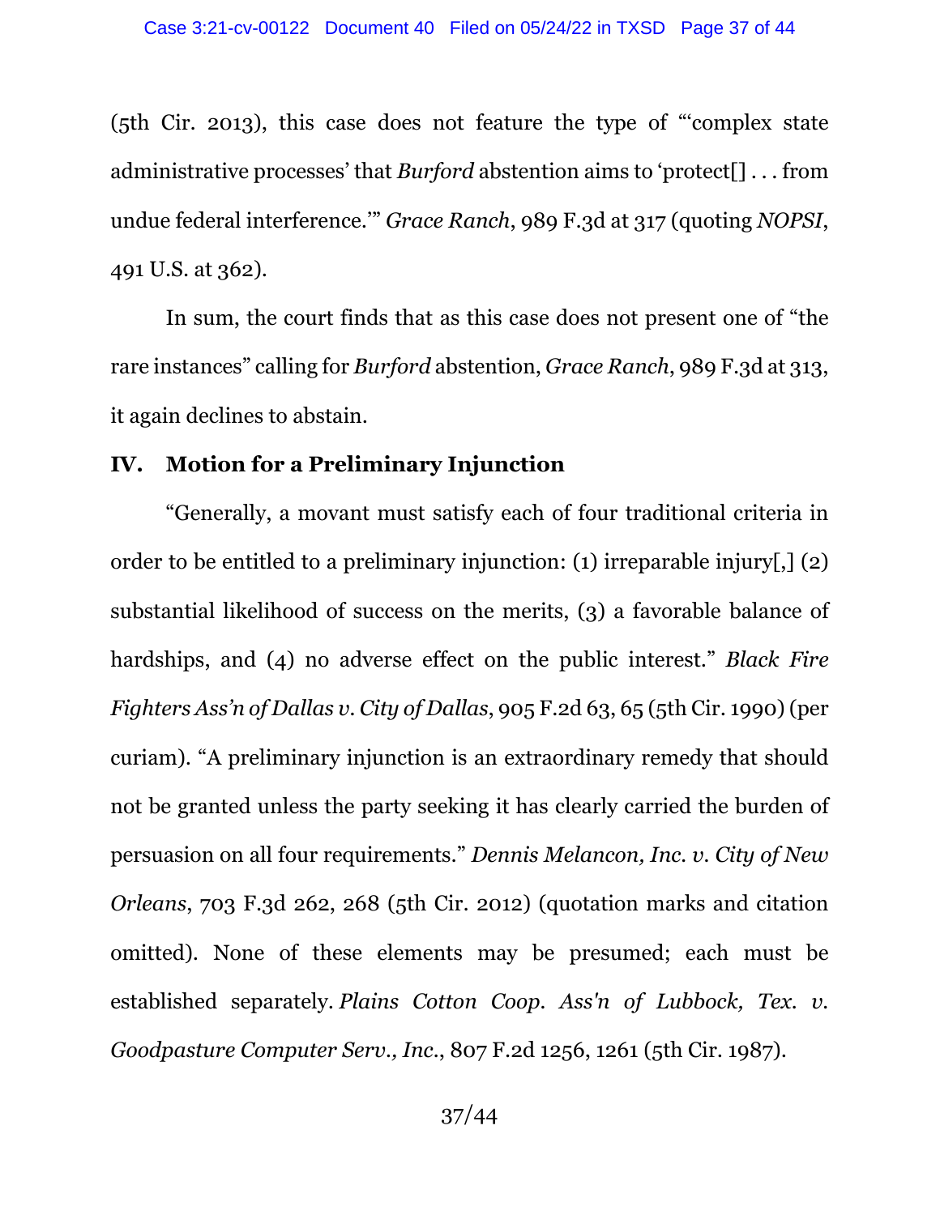(5th Cir. 2013), this case does not feature the type of "'complex state administrative processes' that *Burford* abstention aims to 'protect[] . . . from undue federal interference.'" *Grace Ranch*, 989 F.3d at 317 (quoting *NOPSI*, 491 U.S. at 362).

In sum, the court finds that as this case does not present one of "the rare instances" calling for *Burford* abstention, *Grace Ranch*, 989 F.3d at 313, it again declines to abstain.

## IV. Motion for a Preliminary Injunction

"Generally, a movant must satisfy each of four traditional criteria in order to be entitled to a preliminary injunction: (1) irreparable injury[,] (2) substantial likelihood of success on the merits, (3) a favorable balance of hardships, and (4) no adverse effect on the public interest." *Black Fire Fighters Ass'n of Dallas v. City of Dallas*, 905 F.2d 63, 65 (5th Cir. 1990) (per curiam). "A preliminary injunction is an extraordinary remedy that should not be granted unless the party seeking it has clearly carried the burden of persuasion on all four requirements." *Dennis Melancon, Inc. v. City of New Orleans*, 703 F.3d 262, 268 (5th Cir. 2012) (quotation marks and citation omitted). None of these elements may be presumed; each must be established separately. *Plains Cotton Coop. Ass'n of Lubbock, Tex. v. Goodpasture Computer Serv., Inc.*, 807 F.2d 1256, 1261 (5th Cir. 1987).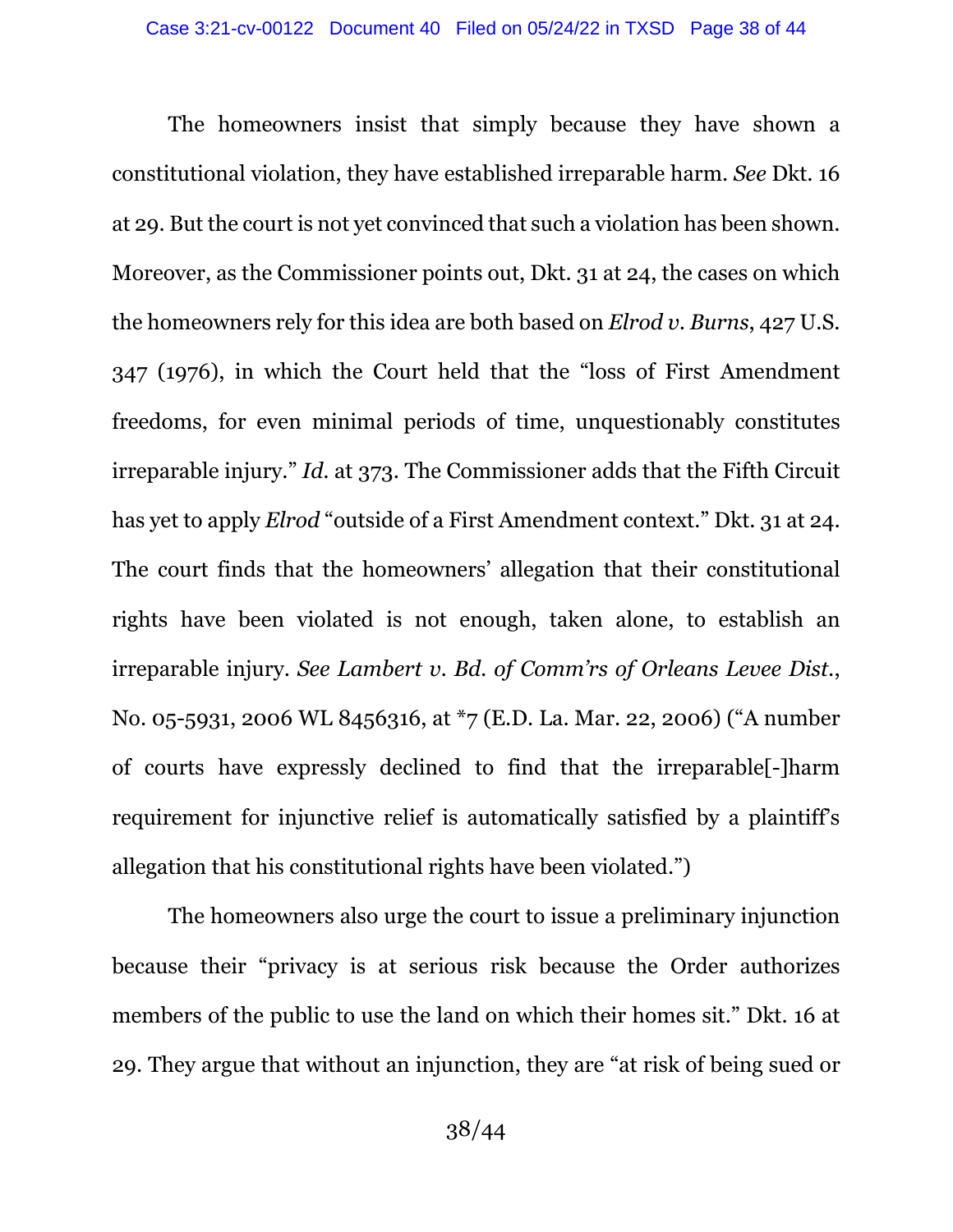The homeowners insist that simply because they have shown a constitutional violation, they have established irreparable harm. *See* Dkt. 16 at 29. But the court is not yet convinced that such a violation has been shown. Moreover, as the Commissioner points out, Dkt. 31 at 24, the cases on which the homeowners rely for this idea are both based on *Elrod v. Burns*, 427 U.S. 347 (1976), in which the Court held that the "loss of First Amendment freedoms, for even minimal periods of time, unquestionably constitutes irreparable injury." *Id.* at 373. The Commissioner adds that the Fifth Circuit has yet to apply *Elrod* "outside of a First Amendment context." Dkt. 31 at 24. The court finds that the homeowners' allegation that their constitutional rights have been violated is not enough, taken alone, to establish an irreparable injury. *See Lambert v. Bd. of Comm'rs of Orleans Levee Dist.*, No. 05-5931, 2006 WL 8456316, at *7 (E.D. La. Mar. 22, 2006) ("A number of courts have expressly declined to find that the irreparable[-]harm requirement for injunctive relief is automatically satisfied by a plaintiff's allegation that his constitutional rights have been violated.")

The homeowners also urge the court to issue a preliminary injunction because their "privacy is at serious risk because the Order authorizes members of the public to use the land on which their homes sit." Dkt. 16 at 29. They argue that without an injunction, they are "at risk of being sued or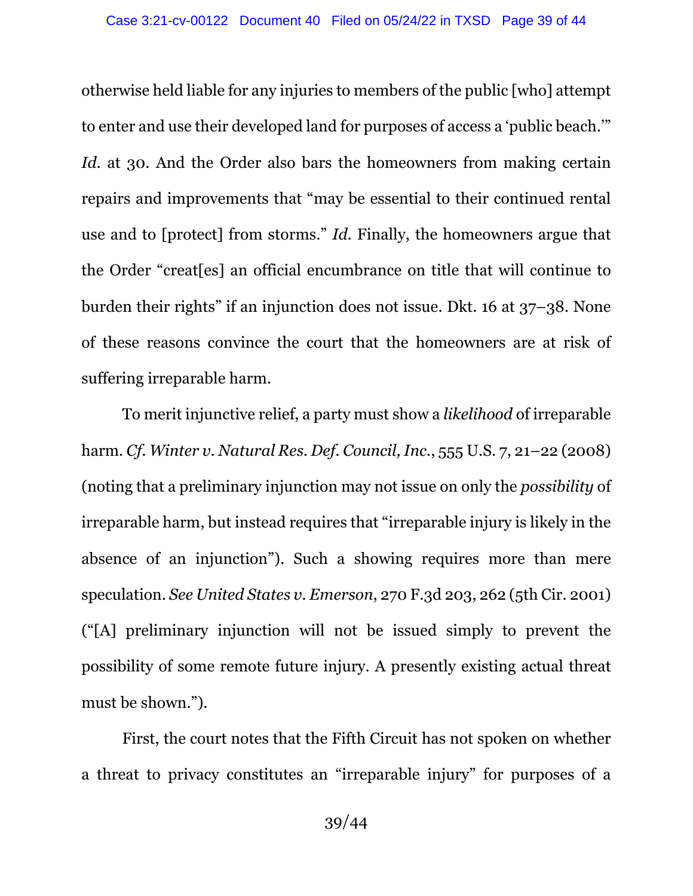otherwise held liable for any injuries to members of the public [who] attempt to enter and use their developed land for purposes of access a 'public beach.'" *Id.* at 30. And the Order also bars the homeowners from making certain repairs and improvements that "may be essential to their continued rental use and to [protect] from storms." *Id.* Finally, the homeowners argue that the Order "creat[es] an official encumbrance on title that will continue to burden their rights" if an injunction does not issue. Dkt. 16 at 37–38. None of these reasons convince the court that the homeowners are at risk of suffering irreparable harm.

To merit injunctive relief, a party must show a *likelihood* of irreparable harm. *Cf. Winter v. Natural Res. Def. Council, Inc.*, 555 U.S. 7, 21–22 (2008) (noting that a preliminary injunction may not issue on only the *possibility* of irreparable harm, but instead requires that "irreparable injury is likely in the absence of an injunction"). Such a showing requires more than mere speculation. *See United States v. Emerson*, 270 F.3d 203, 262 (5th Cir. 2001) ("[A] preliminary injunction will not be issued simply to prevent the possibility of some remote future injury. A presently existing actual threat must be shown.").

First, the court notes that the Fifth Circuit has not spoken on whether a threat to privacy constitutes an "irreparable injury" for purposes of a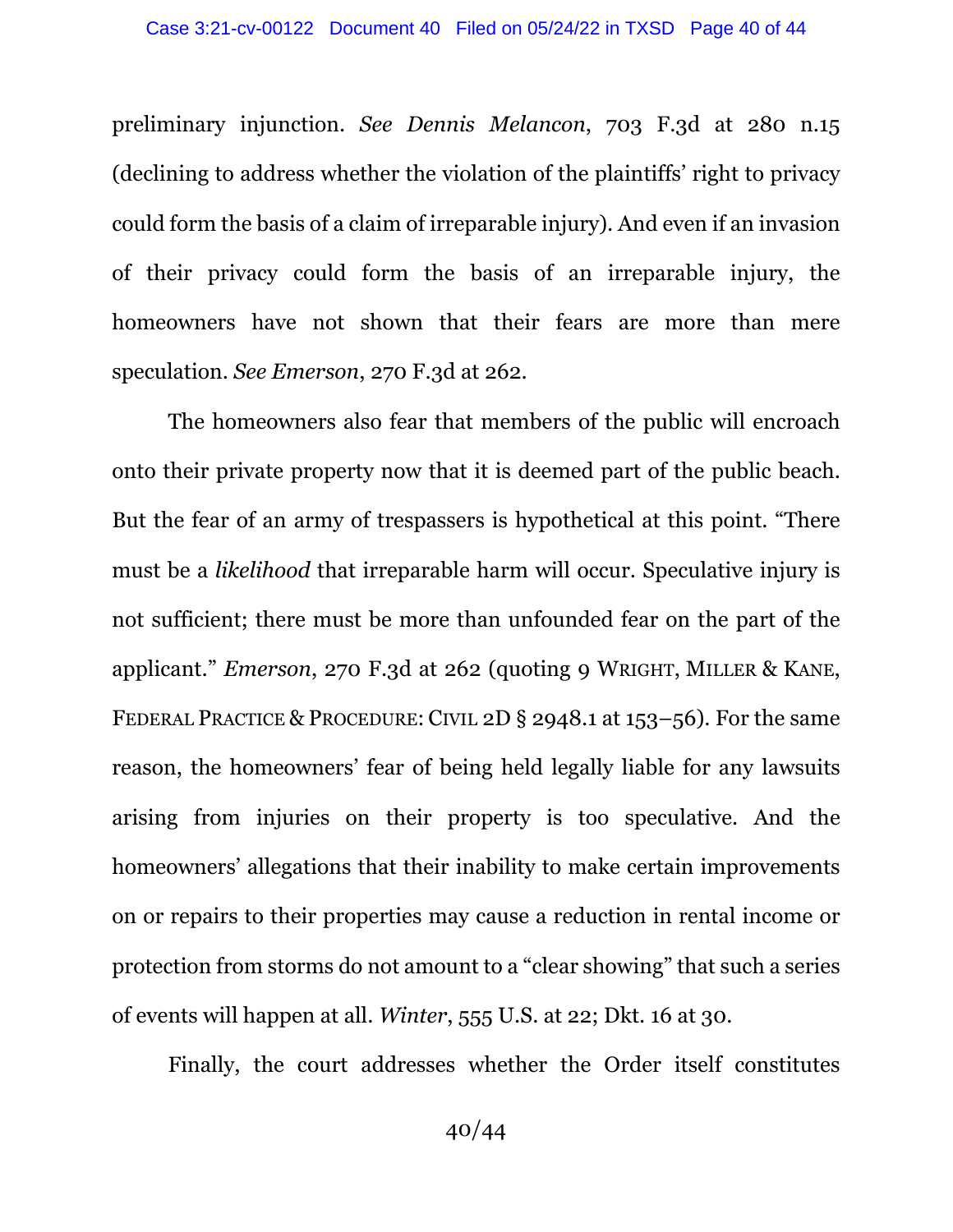preliminary injunction. *See Dennis Melancon*, 703 F.3d at 280 n.15 (declining to address whether the violation of the plaintiffs' right to privacy could form the basis of a claim of irreparable injury). And even if an invasion of their privacy could form the basis of an irreparable injury, the homeowners have not shown that their fears are more than mere speculation. *See Emerson*, 270 F.3d at 262.

The homeowners also fear that members of the public will encroach onto their private property now that it is deemed part of the public beach. But the fear of an army of trespassers is hypothetical at this point. "There must be a *likelihood* that irreparable harm will occur. Speculative injury is not sufficient; there must be more than unfounded fear on the part of the applicant." *Emerson*, 270 F.3d at 262 (quoting 9 WRIGHT, MILLER & KANE, FEDERAL PRACTICE & PROCEDURE: CIVIL 2D § 2948.1 at 153–56). For the same reason, the homeowners' fear of being held legally liable for any lawsuits arising from injuries on their property is too speculative. And the homeowners' allegations that their inability to make certain improvements on or repairs to their properties may cause a reduction in rental income or protection from storms do not amount to a "clear showing" that such a series of events will happen at all. *Winter*, 555 U.S. at 22; Dkt. 16 at 30.

Finally, the court addresses whether the Order itself constitutes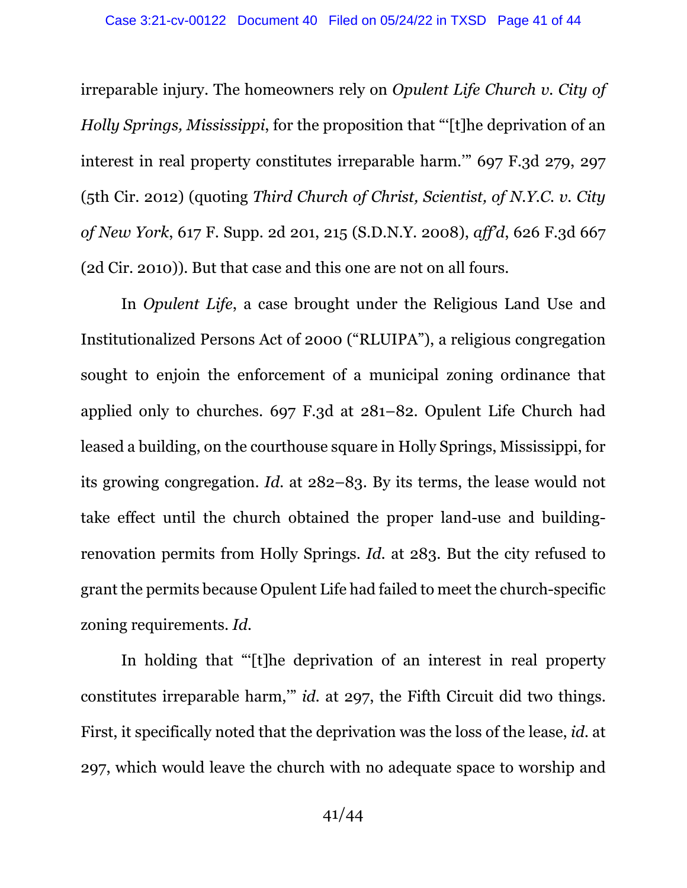irreparable injury. The homeowners rely on *Opulent Life Church v. City of Holly Springs, Mississippi*, for the proposition that "'[t]he deprivation of an interest in real property constitutes irreparable harm.'" 697 F.3d 279, 297 (5th Cir. 2012) (quoting *Third Church of Christ, Scientist, of N.Y.C. v. City of New York*, 617 F. Supp. 2d 201, 215 (S.D.N.Y. 2008), *aff'd*, 626 F.3d 667 (2d Cir. 2010)). But that case and this one are not on all fours.

In *Opulent Life*, a case brought under the Religious Land Use and Institutionalized Persons Act of 2000 ("RLUIPA"), a religious congregation sought to enjoin the enforcement of a municipal zoning ordinance that applied only to churches. 697 F.3d at 281–82. Opulent Life Church had leased a building, on the courthouse square in Holly Springs, Mississippi, for its growing congregation. *Id.* at 282–83. By its terms, the lease would not take effect until the church obtained the proper land-use and building-renovation permits from Holly Springs. *Id.* at 283. But the city refused to grant the permits because Opulent Life had failed to meet the church-specific zoning requirements. *Id.*

In holding that "'[t]he deprivation of an interest in real property constitutes irreparable harm,'" *id.* at 297, the Fifth Circuit did two things. First, it specifically noted that the deprivation was the loss of the lease, *id.* at 297, which would leave the church with no adequate space to worship and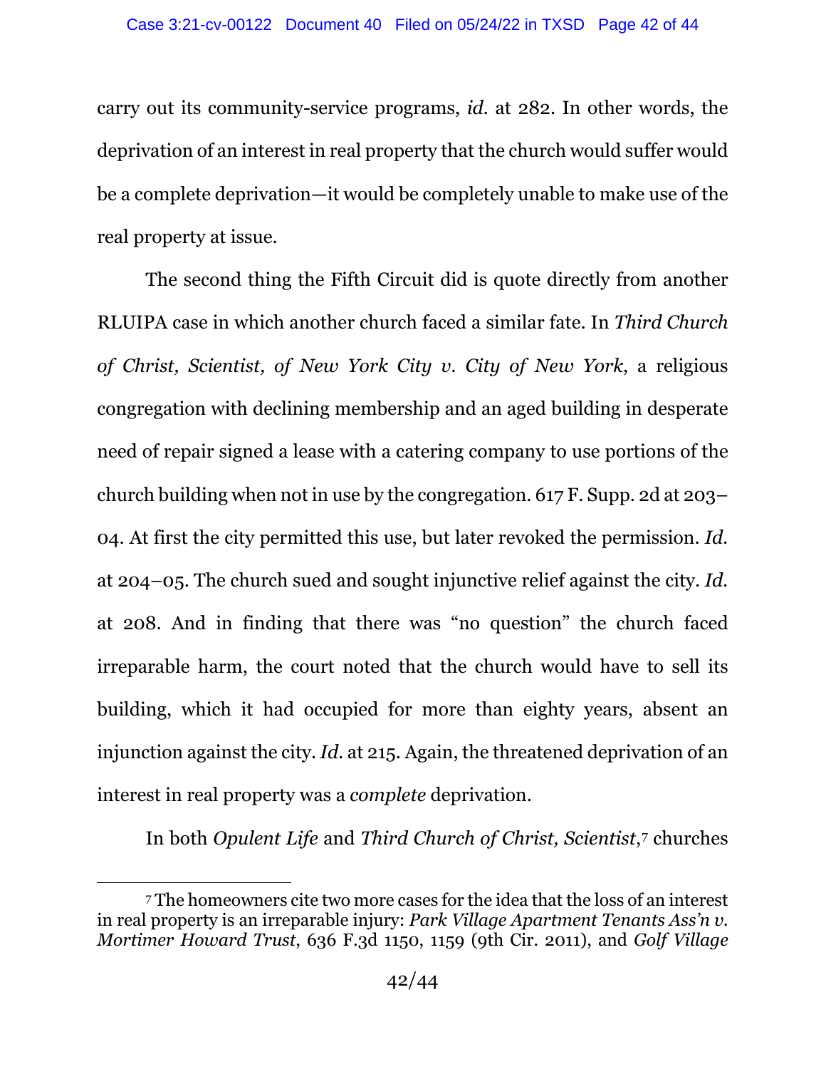carry out its community-service programs, *id.* at 282. In other words, the deprivation of an interest in real property that the church would suffer would be a complete deprivation—it would be completely unable to make use of the real property at issue.

The second thing the Fifth Circuit did is quote directly from another RLUIPA case in which another church faced a similar fate. In *Third Church of Christ, Scientist, of New York City v. City of New York*, a religious congregation with declining membership and an aged building in desperate need of repair signed a lease with a catering company to use portions of the church building when not in use by the congregation. 617 F. Supp. 2d at 203–04. At first the city permitted this use, but later revoked the permission. *Id.* at 204–05. The church sued and sought injunctive relief against the city. *Id.* at 208. And in finding that there was "no question" the church faced irreparable harm, the court noted that the church would have to sell its building, which it had occupied for more than eighty years, absent an injunction against the city. *Id.* at 215. Again, the threatened deprivation of an interest in real property was a *complete* deprivation.

In both *Opulent Life* and *Third Church of Christ, Scientist*,[7] churches

---

[7] The homeowners cite two more cases for the idea that the loss of an interest in real property is an irreparable injury: *Park Village Apartment Tenants Ass'n v. Mortimer Howard Trust*, 636 F.3d 1150, 1159 (9th Cir. 2011), and *Golf Village*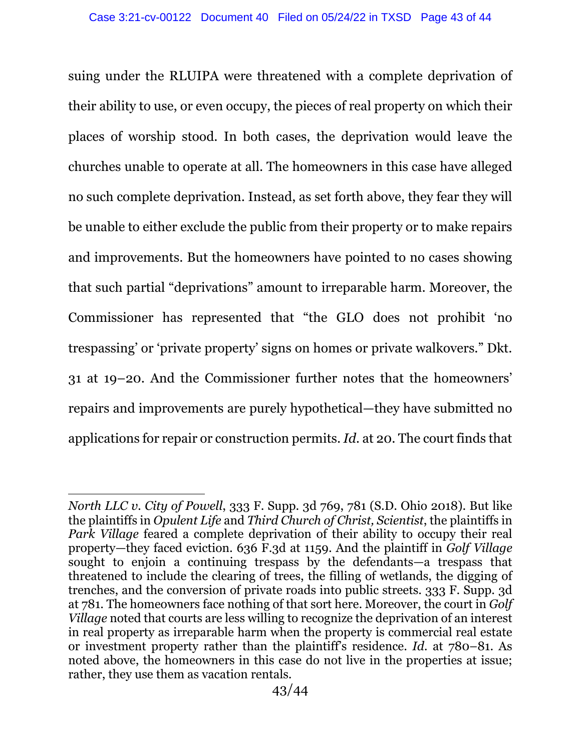suing under the RLUIPA were threatened with a complete deprivation of their ability to use, or even occupy, the pieces of real property on which their places of worship stood. In both cases, the deprivation would leave the churches unable to operate at all. The homeowners in this case have alleged no such complete deprivation. Instead, as set forth above, they fear they will be unable to either exclude the public from their property or to make repairs and improvements. But the homeowners have pointed to no cases showing that such partial "deprivations" amount to irreparable harm. Moreover, the Commissioner has represented that "the GLO does not prohibit 'no trespassing' or 'private property' signs on homes or private walkovers." Dkt. 31 at 19–20. And the Commissioner further notes that the homeowners' repairs and improvements are purely hypothetical—they have submitted no applications for repair or construction permits. *Id.* at 20. The court finds that

---

*North LLC v. City of Powell*, 333 F. Supp. 3d 769, 781 (S.D. Ohio 2018). But like the plaintiffs in *Opulent Life* and *Third Church of Christ, Scientist*, the plaintiffs in *Park Village* feared a complete deprivation of their ability to occupy their real property—they faced eviction. 636 F.3d at 1159. And the plaintiff in *Golf Village* sought to enjoin a continuing trespass by the defendants—a trespass that threatened to include the clearing of trees, the filling of wetlands, the digging of trenches, and the conversion of private roads into public streets. 333 F. Supp. 3d at 781. The homeowners face nothing of that sort here. Moreover, the court in *Golf Village* noted that courts are less willing to recognize the deprivation of an interest in real property as irreparable harm when the property is commercial real estate or investment property rather than the plaintiff's residence. *Id.* at 780–81. As noted above, the homeowners in this case do not live in the properties at issue; rather, they use them as vacation rentals.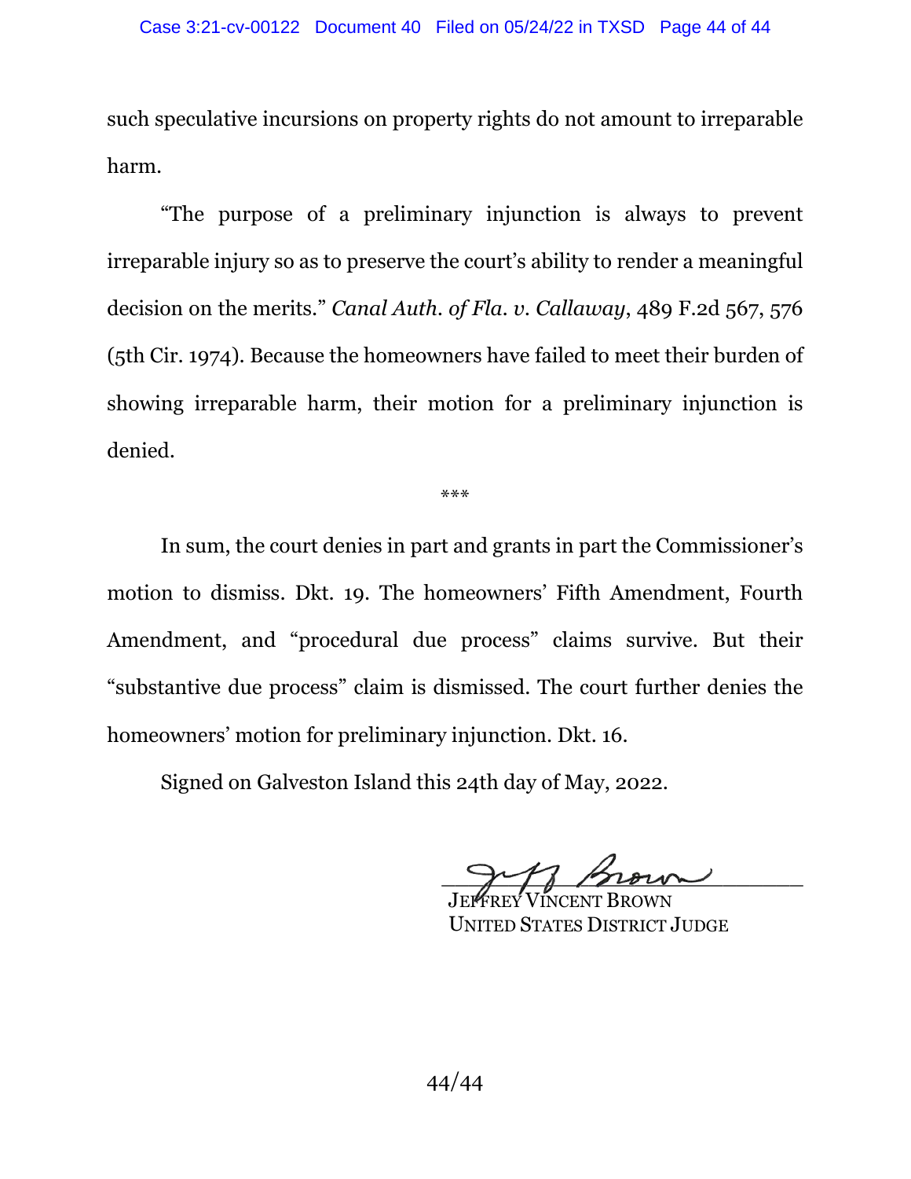such speculative incursions on property rights do not amount to irreparable harm.

"The purpose of a preliminary injunction is always to prevent irreparable injury so as to preserve the court's ability to render a meaningful decision on the merits." *Canal Auth. of Fla. v. Callaway*, 489 F.2d 567, 576 (5th Cir. 1974). Because the homeowners have failed to meet their burden of showing irreparable harm, their motion for a preliminary injunction is denied.

\*\*\*

In sum, the court denies in part and grants in part the Commissioner's motion to dismiss. Dkt. 19. The homeowners' Fifth Amendment, Fourth Amendment, and "procedural due process" claims survive. But their "substantive due process" claim is dismissed. The court further denies the homeowners' motion for preliminary injunction. Dkt. 16.

Signed on Galveston Island this 24th day of May, 2022.

JEFFREY VINCENT BROWN
UNITED STATES DISTRICT JUDGE